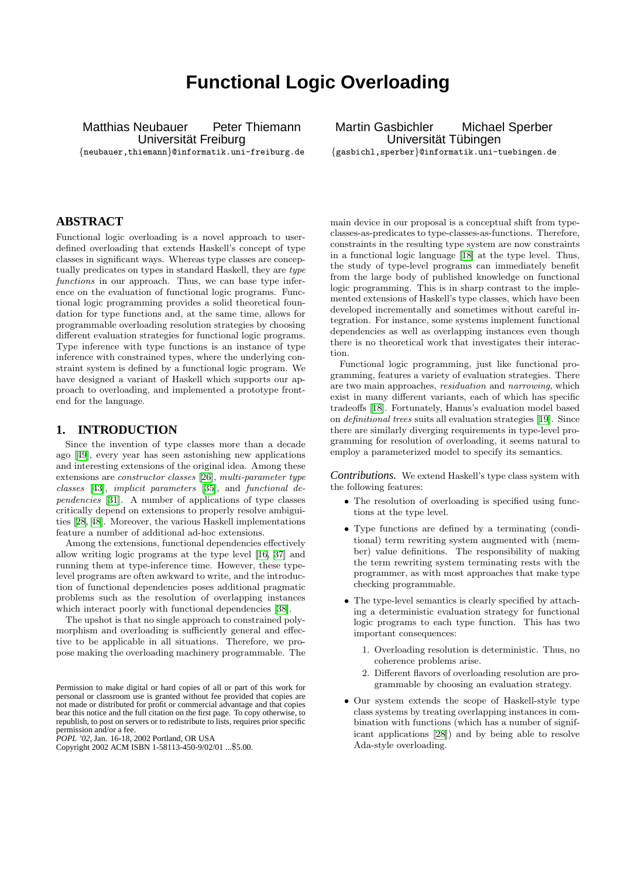# Functional Logic Overloading

Matthias Neubauer  Peter Thiemann
Universität Freiburg
{neubauer,thiemann}@informatik.uni-freiburg.de

Martin Gasbichler  Michael Sperber
Universität Tübingen
{gasbichl,sperber}@informatik.uni-tuebingen.de

## ABSTRACT

Functional logic overloading is a novel approach to user-defined overloading that extends Haskell's concept of type classes in significant ways. Whereas type classes are conceptually predicates on types in standard Haskell, they are *type functions* in our approach. Thus, we can base type inference on the evaluation of functional logic programs. Functional logic programming provides a solid theoretical foundation for type functions and, at the same time, allows for programmable overloading resolution strategies by choosing different evaluation strategies for functional logic programs. Type inference with type functions is an instance of type inference with constrained types, where the underlying constraint system is defined by a functional logic program. We have designed a variant of Haskell which supports our approach to overloading, and implemented a prototype front-end for the language.

## 1. INTRODUCTION

Since the invention of type classes more than a decade ago [49], every year has seen astonishing new applications and interesting extensions of the original idea. Among these extensions are *constructor classes* [26], *multi-parameter type classes* [43], *implicit parameters* [35], and *functional dependencies* [31]. A number of applications of type classes critically depend on extensions to properly resolve ambiguities [28, 48]. Moreover, the various Haskell implementations feature a number of additional ad-hoc extensions.

Among the extensions, functional dependencies effectively allow writing logic programs at the type level [16, 37] and running them at type-inference time. However, these type-level programs are often awkward to write, and the introduction of functional dependencies poses additional pragmatic problems such as the resolution of overlapping instances which interact poorly with functional dependencies [38].

The upshot is that no single approach to constrained polymorphism and overloading is sufficiently general and effective to be applicable in all situations. Therefore, we propose making the overloading machinery programmable. The main device in our proposal is a conceptual shift from type-classes-as-predicates to type-classes-as-functions. Therefore, constraints in the resulting type system are now constraints in a functional logic language [18] at the type level. Thus, the study of type-level programs can immediately benefit from the large body of published knowledge on functional logic programming. This is in sharp contrast to the implemented extensions of Haskell's type classes, which have been developed incrementally and sometimes without careful integration. For instance, some systems implement functional dependencies as well as overlapping instances even though there is no theoretical work that investigates their interaction.

Functional logic programming, just like functional programming, features a variety of evaluation strategies. There are two main approaches, *residuation* and *narrowing*, which exist in many different variants, each of which has specific tradeoffs [18]. Fortunately, Hanus's evaluation model based on *definitional trees* suits all evaluation strategies [19]. Since there are similarly diverging requirements in type-level programming for resolution of overloading, it seems natural to employ a parameterized model to specify its semantics.

***Contributions.*** We extend Haskell's type class system with the following features:

- The resolution of overloading is specified using functions at the type level.
- Type functions are defined by a terminating (conditional) term rewriting system augmented with (member) value definitions. The responsibility of making the term rewriting system terminating rests with the programmer, as with most approaches that make type checking programmable.
- The type-level semantics is clearly specified by attaching a deterministic evaluation strategy for functional logic programs to each type function. This has two important consequences:
  1. Overloading resolution is deterministic. Thus, no coherence problems arise.
  2. Different flavors of overloading resolution are programmable by choosing an evaluation strategy.
- Our system extends the scope of Haskell-style type class systems by treating overlapping instances in combination with functions (which has a number of significant applications [28]) and by being able to resolve Ada-style overloading.

Permission to make digital or hard copies of all or part of this work for personal or classroom use is granted without fee provided that copies are not made or distributed for profit or commercial advantage and that copies bear this notice and the full citation on the first page. To copy otherwise, to republish, to post on servers or to redistribute to lists, requires prior specific permission and/or a fee.
*POPL '02,* Jan. 16-18, 2002 Portland, OR USA
Copyright 2002 ACM ISBN 1-58113-450-9/02/01 ...$5.00.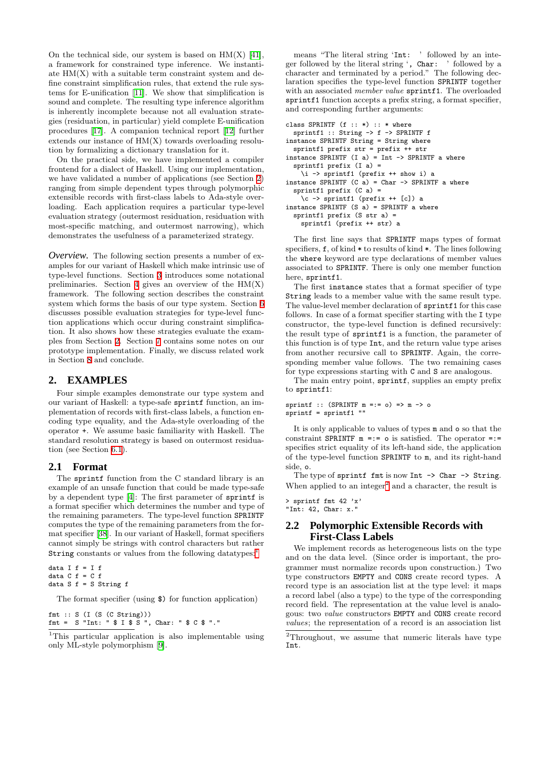On the technical side, our system is based on HM(X) [41], a framework for constrained type inference. We instantiate HM(X) with a suitable term constraint system and define constraint simplification rules, that extend the rule systems for E-unification [11]. We show that simplification is sound and complete. The resulting type inference algorithm is inherently incomplete because not all evaluation strategies (residuation, in particular) yield complete E-unification procedures [17]. A companion technical report [12] further extends our instance of HM(X) towards overloading resolution by formalizing a dictionary translation for it.

On the practical side, we have implemented a compiler frontend for a dialect of Haskell. Using our implementation, we have validated a number of applications (see Section 2) ranging from simple dependent types through polymorphic extensible records with first-class labels to Ada-style overloading. Each application requires a particular type-level evaluation strategy (outermost residuation, residuation with most-specific matching, and outermost narrowing), which demonstrates the usefulness of a parameterized strategy.

*Overview.* The following section presents a number of examples for our variant of Haskell which make intrinsic use of type-level functions. Section 3 introduces some notational preliminaries. Section 4 gives an overview of the HM(X) framework. The following section describes the constraint system which forms the basis of our type system. Section 6 discusses possible evaluation strategies for type-level function applications which occur during constraint simplification. It also shows how these strategies evaluate the examples from Section 2. Section 7 contains some notes on our prototype implementation. Finally, we discuss related work in Section 8 and conclude.

## 2. EXAMPLES

Four simple examples demonstrate our type system and our variant of Haskell: a type-safe `sprintf` function, an implementation of records with first-class labels, a function encoding type equality, and the Ada-style overloading of the operator `+`. We assume basic familiarity with Haskell. The standard resolution strategy is based on outermost residuation (see Section 6.1).

### 2.1 Format

The `sprintf` function from the C standard library is an example of an unsafe function that could be made type-safe by a dependent type [4]: The first parameter of `sprintf` is a format specifier which determines the number and type of the remaining parameters. The type-level function `SPRINTF` computes the type of the remaining parameters from the format specifier [38]. In our variant of Haskell, format specifiers cannot simply be strings with control characters but rather `String` constants or values from the following datatypes:[1]

```
data I f = I f
data C f = C f
data S f = S String f
```

The format specifier (using `$`) for function application)

```
fmt :: S (I (S (C String)))
fmt =  S "Int: " $ I $ S ", Char: " $ C $ "."
```

means "The literal string '`Int:  `' followed by an integer followed by the literal string '`, Char:  `' followed by a character and terminated by a period." The following declaration specifies the type-level function `SPRINTF` together with an associated *member value* `sprintf1`. The overloaded `sprintf1` function accepts a prefix string, a format specifier, and corresponding further arguments:

```
class SPRINTF (f :: *) :: * where
  sprintf1 :: String -> f -> SPRINTF f
instance SPRINTF String = String where
  sprintf1 prefix str = prefix ++ str
instance SPRINTF (I a) = Int -> SPRINTF a where
  sprintf1 prefix (I a) =
    \i -> sprintf1 (prefix ++ show i) a
instance SPRINTF (C a) = Char -> SPRINTF a where
  sprintf1 prefix (C a) =
    \c -> sprintf1 (prefix ++ [c]) a
instance SPRINTF (S a) = SPRINTF a where
  sprintf1 prefix (S str a) =
    sprintf1 (prefix ++ str) a
```

The first line says that `SPRINTF` maps types of format specifiers, `f`, of kind `*` to results of kind `*`. The lines following the `where` keyword are type declarations of member values associated to `SPRINTF`. There is only one member function here, `sprintf1`.

The first `instance` states that a format specifier of type `String` leads to a member value with the same result type. The value-level member declaration of `sprintf1` for this case follows. In case of a format specifier starting with the `I` type constructor, the type-level function is defined recursively: the result type of `sprintf1` is a function, the parameter of this function is of type `Int`, and the return value type arises from another recursive call to `SPRINTF`. Again, the corresponding member value follows. The two remaining cases for type expressions starting with `C` and `S` are analogous.

The main entry point, `sprintf`, supplies an empty prefix to `sprintf1`:

```
sprintf :: (SPRINTF m =:= o) => m -> o
sprintf = sprintf1 ""
```

It is only applicable to values of types `m` and `o` so that the constraint `SPRINTF m =:= o` is satisfied. The operator `=:=` specifies strict equality of its left-hand side, the application of the type-level function `SPRINTF` to `m`, and its right-hand side, `o`.

The type of `sprintf fmt` is now `Int -> Char -> String`. When applied to an integer[2] and a character, the result is

```
> sprintf fmt 42 'x'
"Int: 42, Char: x."
```

### 2.2 Polymorphic Extensible Records with First-Class Labels

We implement records as heterogeneous lists on the type and on the data level. (Since order is important, the programmer must normalize records upon construction.) Two type constructors `EMPTY` and `CONS` create record types. A record type is an association list at the type level: it maps a record label (also a type) to the type of the corresponding record field. The representation at the value level is analogous: two *value* constructors `EMPTY` and `CONS` create record *values*; the representation of a record is an association list

[1] This particular application is also implementable using only ML-style polymorphism [9].

[2] Throughout, we assume that numeric literals have type `Int`.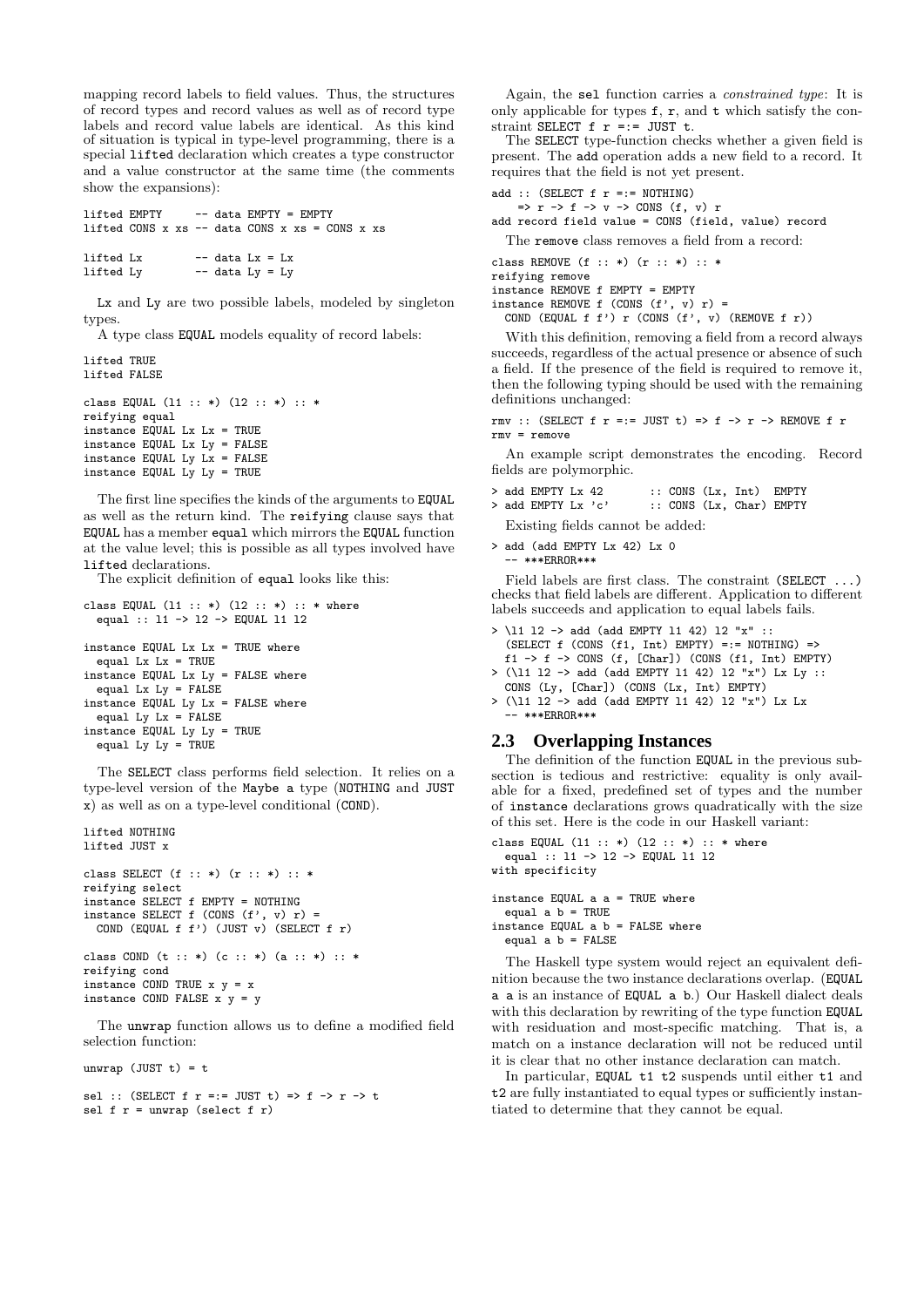mapping record labels to field values. Thus, the structures of record types and record values as well as of record type labels and record value labels are identical. As this kind of situation is typical in type-level programming, there is a special `lifted` declaration which creates a type constructor and a value constructor at the same time (the comments show the expansions):

```
lifted EMPTY      -- data EMPTY = EMPTY
lifted CONS x xs  -- data CONS x xs = CONS x xs

lifted Lx         -- data Lx = Lx
lifted Ly         -- data Ly = Ly
```

`Lx` and `Ly` are two possible labels, modeled by singleton types.

A type class `EQUAL` models equality of record labels:

```
lifted TRUE
lifted FALSE

class EQUAL (l1 :: *) (l2 :: *) :: *
reifying equal
instance EQUAL Lx Lx = TRUE
instance EQUAL Lx Ly = FALSE
instance EQUAL Ly Lx = FALSE
instance EQUAL Ly Ly = TRUE
```

The first line specifies the kinds of the arguments to `EQUAL` as well as the return kind. The `reifying` clause says that `EQUAL` has a member `equal` which mirrors the `EQUAL` function at the value level; this is possible as all types involved have `lifted` declarations.

The explicit definition of `equal` looks like this:

```
class EQUAL (l1 :: *) (l2 :: *) :: * where
  equal :: l1 -> l2 -> EQUAL l1 l2

instance EQUAL Lx Lx = TRUE where
  equal Lx Lx = TRUE
instance EQUAL Lx Ly = FALSE where
  equal Lx Ly = FALSE
instance EQUAL Ly Lx = FALSE where
  equal Ly Lx = FALSE
instance EQUAL Ly Ly = TRUE
  equal Ly Ly = TRUE
```

The `SELECT` class performs field selection. It relies on a type-level version of the `Maybe a` type (`NOTHING` and `JUST x`) as well as on a type-level conditional (`COND`).

```
lifted NOTHING
lifted JUST x

class SELECT (f :: *) (r :: *) :: *
reifying select
instance SELECT f EMPTY = NOTHING
instance SELECT f (CONS (f', v) r) =
  COND (EQUAL f f') (JUST v) (SELECT f r)

class COND (t :: *) (c :: *) (a :: *) :: *
reifying cond
instance COND TRUE x y = x
instance COND FALSE x y = y
```

The `unwrap` function allows us to define a modified field selection function:

```
unwrap (JUST t) = t

sel :: (SELECT f r =:= JUST t) => f -> r -> t
sel f r = unwrap (select f r)
```

Again, the `sel` function carries a *constrained type*: It is only applicable for types `f`, `r`, and `t` which satisfy the constraint `SELECT f r =:= JUST t`.

The `SELECT` type-function checks whether a given field is present. The `add` operation adds a new field to a record. It requires that the field is not yet present.

```
add :: (SELECT f r =:= NOTHING)
    => r -> f -> v -> CONS (f, v) r
add record field value = CONS (field, value) record
```

The `remove` class removes a field from a record:

```
class REMOVE (f :: *) (r :: *) :: *
reifying remove
instance REMOVE f EMPTY = EMPTY
instance REMOVE f (CONS (f', v) r) =
  COND (EQUAL f f') r (CONS (f', v) (REMOVE f r))
```

With this definition, removing a field from a record always succeeds, regardless of the actual presence or absence of such a field. If the presence of the field is required to remove it, then the following typing should be used with the remaining definitions unchanged:

```
rmv :: (SELECT f r =:= JUST t) => f -> r -> REMOVE f r
rmv = remove
```

An example script demonstrates the encoding. Record fields are polymorphic.

```
> add EMPTY Lx 42       :: CONS (Lx, Int)  EMPTY
> add EMPTY Lx 'c'      :: CONS (Lx, Char) EMPTY
```

Existing fields cannot be added:

```
> add (add EMPTY Lx 42) Lx 0
  -- ***ERROR***
```

Field labels are first class. The constraint `(SELECT ...)` checks that field labels are different. Application to different labels succeeds and application to equal labels fails.

```
> \l1 l2 -> add (add EMPTY l1 42) l2 "x" ::
  (SELECT f (CONS (f1, Int) EMPTY) =:= NOTHING) =>
  f1 -> f -> CONS (f, [Char]) (CONS (f1, Int) EMPTY)
> (\l1 l2 -> add (add EMPTY l1 42) l2 "x") Lx Ly ::
  CONS (Ly, [Char]) (CONS (Lx, Int) EMPTY)
> (\l1 l2 -> add (add EMPTY l1 42) l2 "x") Lx Lx
  -- ***ERROR***
```

## 2.3 Overlapping Instances

The definition of the function `EQUAL` in the previous subsection is tedious and restrictive: equality is only available for a fixed, predefined set of types and the number of `instance` declarations grows quadratically with the size of this set. Here is the code in our Haskell variant:

```
class EQUAL (l1 :: *) (l2 :: *) :: * where
  equal :: l1 -> l2 -> EQUAL l1 l2
with specificity

instance EQUAL a a = TRUE where
  equal a b = TRUE
instance EQUAL a b = FALSE where
  equal a b = FALSE
```

The Haskell type system would reject an equivalent definition because the two instance declarations overlap. (`EQUAL a a` is an instance of `EQUAL a b`.) Our Haskell dialect deals with this declaration by rewriting of the type function `EQUAL` with residuation and most-specific matching. That is, a match on a instance declaration will not be reduced until it is clear that no other instance declaration can match.

In particular, `EQUAL t1 t2` suspends until either `t1` and `t2` are fully instantiated to equal types or sufficiently instantiated to determine that they cannot be equal.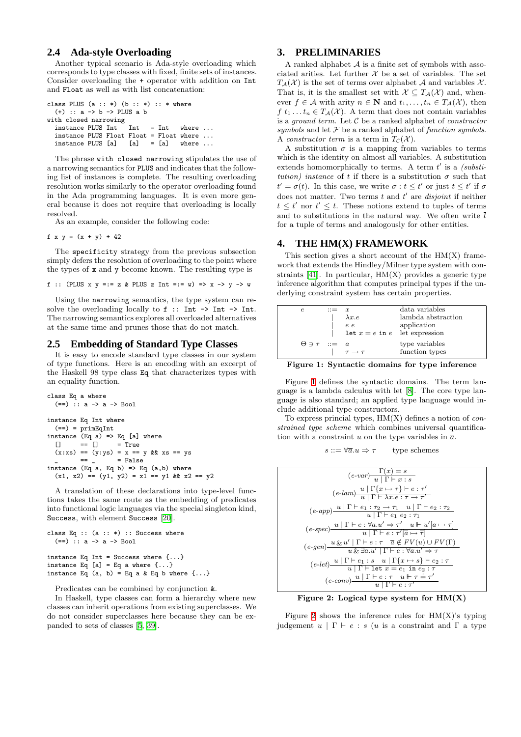### 2.4 Ada-style Overloading

Another typical scenario is Ada-style overloading which corresponds to type classes with fixed, finite sets of instances. Consider overloading the + operator with addition on Int and Float as well as with list concatenation:

```
class PLUS (a :: *) (b :: *) :: * where
  (+) :: a -> b -> PLUS a b
with closed narrowing
  instance PLUS Int   Int   = Int   where ...
  instance PLUS Float Float = Float where ...
  instance PLUS [a]   [a]   = [a]   where ...
```

The phrase `with closed narrowing` stipulates the use of a narrowing semantics for PLUS and indicates that the following list of instances is complete. The resulting overloading resolution works similarly to the operator overloading found in the Ada programming languages. It is even more general because it does not require that overloading is locally resolved.

As an example, consider the following code:

```
f x y = (x + y) + 42
```

The `specificity` strategy from the previous subsection simply defers the resolution of overloading to the point where the types of x and y become known. The resulting type is

```
f :: (PLUS x y =:= z & PLUS z Int =:= w) => x -> y -> w
```

Using the `narrowing` semantics, the type system can resolve the overloading locally to `f :: Int -> Int -> Int`. The narrowing semantics explores all overloaded alternatives at the same time and prunes those that do not match.

### 2.5 Embedding of Standard Type Classes

It is easy to encode standard type classes in our system of type functions. Here is an encoding with an excerpt of the Haskell 98 type class Eq that characterizes types with an equality function.

```
class Eq a where
  (==) :: a -> a -> Bool

instance Eq Int where
  (==) = primEqInt
instance (Eq a) => Eq [a] where
  []     == []     = True
  (x:xs) == (y:ys) = x == y && xs == ys
  _      == _      = False
instance (Eq a, Eq b) => Eq (a,b) where
  (x1, x2) == (y1, y2) = x1 == y1 && x2 == y2
```

A translation of these declarations into type-level functions takes the same route as the embedding of predicates into functional logic languages via the special singleton kind, Success, with element Success [20].

```
class Eq :: (a :: *) :: Success where
  (==) :: a -> a -> Bool

instance Eq Int = Success where {...}
instance Eq [a] = Eq a where {...}
instance Eq (a, b) = Eq a & Eq b where {...}
```

Predicates can be combined by conjunction &.

In Haskell, type classes can form a hierarchy where new classes can inherit operations from existing superclasses. We do not consider superclasses here because they can be expanded to sets of classes [5, 39].

## 3. PRELIMINARIES

A ranked alphabet $\mathcal{A}$ is a finite set of symbols with associated arities. Let further $\mathcal{X}$ be a set of variables. The set $T_{\mathcal{A}}(\mathcal{X})$ is the set of terms over alphabet $\mathcal{A}$ and variables $\mathcal{X}$. That is, it is the smallest set with $\mathcal{X} \subseteq T_{\mathcal{A}}(\mathcal{X})$ and, whenever $f \in \mathcal{A}$ with arity $n \in \mathbf{N}$ and $t_1, \ldots, t_n \in T_{\mathcal{A}}(\mathcal{X})$, then $f\ t_1 \ldots t_n \in T_{\mathcal{A}}(\mathcal{X})$. A term that does not contain variables is a *ground term*. Let $\mathcal{C}$ be a ranked alphabet of *constructor symbols* and let $\mathcal{F}$ be a ranked alphabet of *function symbols*. A *constructor term* is a term in $T_{\mathcal{C}}(\mathcal{X})$.

A substitution $\sigma$ is a mapping from variables to terms which is the identity on almost all variables. A substitution extends homomorphically to terms. A term $t'$ is a *(substitution) instance* of $t$ if there is a substitution $\sigma$ such that $t' = \sigma(t)$. In this case, we write $\sigma : t \leq t'$ or just $t \leq t'$ if $\sigma$ does not matter. Two terms $t$ and $t'$ are *disjoint* if neither $t \leq t'$ nor $t' \leq t$. These notions extend to tuples of terms and to substitutions in the natural way. We often write $\overline{t}$ for a tuple of terms and analogously for other entities.

## 4. THE HM(X) FRAMEWORK

This section gives a short account of the HM(X) framework that extends the Hindley/Milner type system with constraints [41]. In particular, HM(X) provides a generic type inference algorithm that computes principal types if the underlying constraint system has certain properties.

| | | | |
|---|---|---|---|
| $e$ | $::=$ | $x$ | data variables |
| | $\mid$ | $\lambda x.e$ | lambda abstraction |
| | $\mid$ | $e\ e$ | application |
| | $\mid$ | $\texttt{let}\ x = e\ \texttt{in}\ e$ | let expression |
| $\Theta \ni \tau$ | $::=$ | $a$ | type variables |
| | $\mid$ | $\tau \to \tau$ | function types |

**Figure 1: Syntactic domains for type inference**

Figure 1 defines the syntactic domains. The term language is a lambda calculus with let [8]. The core type language is also standard; an applied type language would include additional type constructors.

To express principal types, HM(X) defines a notion of *constrained type scheme* which combines universal quantification with a constraint $u$ on the type variables in $\overline{a}$.

$$s ::= \forall \overline{a}.u \Rightarrow \tau \qquad \text{type schemes}$$

$$(e\text{-}var)\frac{\Gamma(x) = s}{u \mid \Gamma \vdash x : s}$$

$$(e\text{-}lam)\frac{u \mid \Gamma\{x \mapsto \tau\} \vdash e : \tau'}{u \mid \Gamma \vdash \lambda x.e : \tau \to \tau'}$$

$$(e\text{-}app)\frac{u \mid \Gamma \vdash e_1 : \tau_2 \to \tau_1 \quad u \mid \Gamma \vdash e_2 : \tau_2}{u \mid \Gamma \vdash e_1\ e_2 : \tau_1}$$

$$(e\text{-}spec)\frac{u \mid \Gamma \vdash e : \forall \overline{a}.u' \Rightarrow \tau' \quad u \Vdash u'[\overline{a} \mapsto \overline{\tau}]}{u \mid \Gamma \vdash e : \tau'[\overline{a} \mapsto \overline{\tau}]}$$

$$(e\text{-}gen)\frac{u \,\&\, u' \mid \Gamma \vdash e : \tau \quad \overline{a} \notin FV(u) \cup FV(\Gamma)}{u \,\&\, \exists \overline{a}.u' \mid \Gamma \vdash e : \forall \overline{a}.u' \Rightarrow \tau}$$

$$(e\text{-}let)\frac{u \mid \Gamma \vdash e_1 : s \quad u \mid \Gamma\{x \mapsto s\} \vdash e_2 : \tau}{u \mid \Gamma \vdash \texttt{let}\ x = e_1\ \texttt{in}\ e_2 : \tau}$$

$$(e\text{-}conv)\frac{u \mid \Gamma \vdash e : \tau \quad u \Vdash \tau \doteq \tau'}{u \mid \Gamma \vdash e : \tau'}$$

**Figure 2: Logical type system for HM(X)**

Figure 2 shows the inference rules for HM(X)'s typing judgement $u \mid \Gamma \vdash e : s$ ($u$ is a constraint and $\Gamma$ a type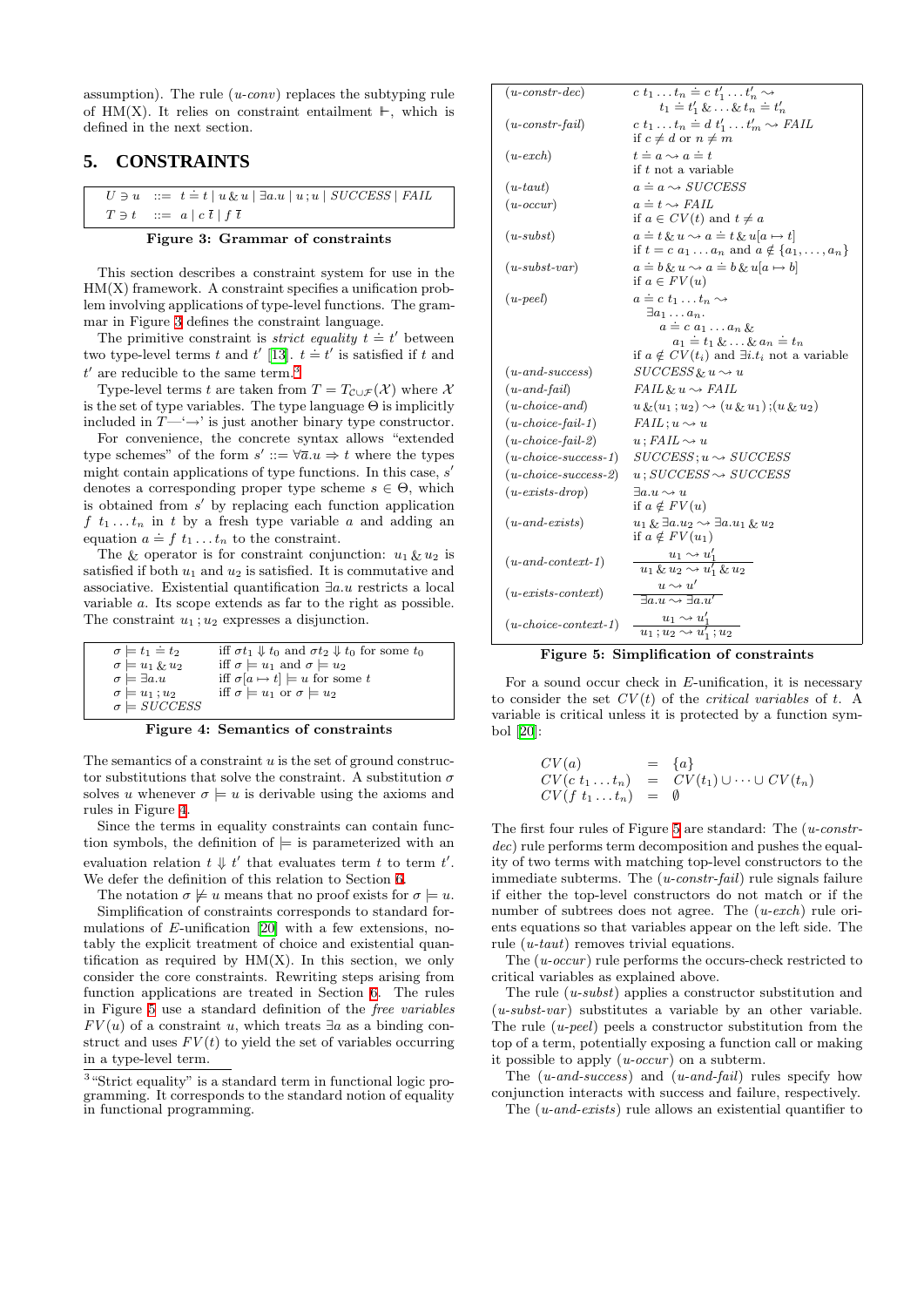assumption). The rule (*u-conv*) replaces the subtyping rule of HM(X). It relies on constraint entailment $\Vdash$, which is defined in the next section.

## 5. CONSTRAINTS

$$
\begin{array}{lcl}
U \ni u & ::= & t \doteq t \mid u \,\&\, u \mid \exists a.u \mid u\,;u \mid \mathit{SUCCESS} \mid \mathit{FAIL} \\
T \ni t & ::= & a \mid c\ \overline{t} \mid f\ \overline{t}
\end{array}
$$

**Figure 3: Grammar of constraints**

This section describes a constraint system for use in the HM(X) framework. A constraint specifies a unification problem involving applications of type-level functions. The grammar in Figure 3 defines the constraint language.

The primitive constraint is *strict equality* $t \doteq t'$ between two type-level terms $t$ and $t'$ [13]. $t \doteq t'$ is satisfied if $t$ and $t'$ are reducible to the same term.[3]

Type-level terms are taken from $T = T_{\mathcal{C}\cup\mathcal{F}}(\mathcal{X})$ where $\mathcal{X}$ is the set of type variables. The type language $\Theta$ is implicitly included in $T$—'$\rightarrow$' is just another binary type constructor.

For convenience, the concrete syntax allows "extended type schemes" of the form $s' ::= \forall\overline{a}.u \Rightarrow t$ where the types might contain applications of type functions. In this case, $s'$ denotes a corresponding proper type scheme $s \in \Theta$, which is obtained from $s'$ by replacing each function application $f\ t_1 \dots t_n$ in $t$ by a fresh type variable $a$ and adding an equation $a \doteq f\ t_1 \dots t_n$ to the constraint.

The $\&$ operator is for constraint conjunction: $u_1 \,\&\, u_2$ is satisfied if both $u_1$ and $u_2$ is satisfied. It is commutative and associative. Existential quantification $\exists a.u$ restricts a local variable $a$. Its scope extends as far to the right as possible. The constraint $u_1\,; u_2$ expresses a disjunction.

$$
\begin{array}{ll}
\sigma \models t_1 \doteq t_2 & \text{iff } \sigma t_1 \Downarrow t_0 \text{ and } \sigma t_2 \Downarrow t_0 \text{ for some } t_0 \\
\sigma \models u_1 \,\&\, u_2 & \text{iff } \sigma \models u_1 \text{ and } \sigma \models u_2 \\
\sigma \models \exists a.u & \text{iff } \sigma[a \mapsto t] \models u \text{ for some } t \\
\sigma \models u_1\,; u_2 & \text{iff } \sigma \models u_1 \text{ or } \sigma \models u_2 \\
\sigma \models \mathit{SUCCESS} &
\end{array}
$$

**Figure 4: Semantics of constraints**

The semantics of a constraint $u$ is the set of ground constructor substitutions that solve the constraint. A substitution $\sigma$ solves $u$ whenever $\sigma \models u$ is derivable using the axioms and rules in Figure 4.

Since the terms in equality constraints can contain function symbols, the definition of $\models$ is parameterized with an evaluation relation $t \Downarrow t'$ that evaluates term $t$ to term $t'$. We defer the definition of this relation to Section 6.

The notation $\sigma \not\models u$ means that no proof exists for $\sigma \models u$.

Simplification of constraints corresponds to standard formulations of $E$-unification [20] with a few extensions, notably the explicit treatment of choice and existential quantification as required by HM(X). In this section, we only consider the core constraints. Rewriting steps arising from function applications are treated in Section 6. The rules in Figure 5 use a standard definition of the *free variables* $FV(u)$ of a constraint $u$, which treats $\exists a$ as a binding construct and uses $FV(t)$ to yield the set of variables occurring in a type-level term.

[3] "Strict equality" is a standard term in functional logic programming. It corresponds to the standard notion of equality in functional programming.

| Rule | Simplification |
|---|---|
| (*u-constr-dec*) | $c\ t_1 \dots t_n \doteq c\ t'_1 \dots t'_n \rightsquigarrow t_1 \doteq t'_1 \,\&\, \dots \,\&\, t_n \doteq t'_n$ |
| (*u-constr-fail*) | $c\ t_1 \dots t_n \doteq d\ t'_1 \dots t'_m \rightsquigarrow \mathit{FAIL}$ if $c \neq d$ or $n \neq m$ |
| (*u-exch*) | $t \doteq a \rightsquigarrow a \doteq t$ if $t$ not a variable |
| (*u-taut*) | $a \doteq a \rightsquigarrow \mathit{SUCCESS}$ |
| (*u-occur*) | $a \doteq t \rightsquigarrow \mathit{FAIL}$ if $a \in CV(t)$ and $t \neq a$ |
| (*u-subst*) | $a \doteq t \,\&\, u \rightsquigarrow a \doteq t \,\&\, u[a \mapsto t]$ if $t = c\ a_1 \dots a_n$ and $a \notin \{a_1, \dots, a_n\}$ |
| (*u-subst-var*) | $a \doteq b \,\&\, u \rightsquigarrow a \doteq b \,\&\, u[a \mapsto b]$ if $a \in FV(u)$ |
| (*u-peel*) | $a \doteq c\ t_1 \dots t_n \rightsquigarrow \exists a_1 \dots a_n.\ a \doteq c\ a_1 \dots a_n \,\&\, a_1 \doteq t_1 \,\&\, \dots \,\&\, a_n \doteq t_n$ if $a \notin CV(t_i)$ and $\exists i.t_i$ not a variable |
| (*u-and-success*) | $\mathit{SUCCESS} \,\&\, u \rightsquigarrow u$ |
| (*u-and-fail*) | $\mathit{FAIL} \,\&\, u \rightsquigarrow \mathit{FAIL}$ |
| (*u-choice-and*) | $u \,\&\, (u_1\,; u_2) \rightsquigarrow (u \,\&\, u_1)\,;(u \,\&\, u_2)$ |
| (*u-choice-fail-1*) | $\mathit{FAIL}\,; u \rightsquigarrow u$ |
| (*u-choice-fail-2*) | $u\,; \mathit{FAIL} \rightsquigarrow u$ |
| (*u-choice-success-1*) | $\mathit{SUCCESS}\,; u \rightsquigarrow \mathit{SUCCESS}$ |
| (*u-choice-success-2*) | $u\,; \mathit{SUCCESS} \rightsquigarrow \mathit{SUCCESS}$ |
| (*u-exists-drop*) | $\exists a.u \rightsquigarrow u$ if $a \notin FV(u)$ |
| (*u-and-exists*) | $u_1 \,\&\, \exists a.u_2 \rightsquigarrow \exists a.u_1 \,\&\, u_2$ if $a \notin FV(u_1)$ |
| (*u-and-context-1*) | $\dfrac{u_1 \rightsquigarrow u'_1}{u_1 \,\&\, u_2 \rightsquigarrow u'_1 \,\&\, u_2}$ |
| (*u-exists-context*) | $\dfrac{u \rightsquigarrow u'}{\exists a.u \rightsquigarrow \exists a.u'}$ |
| (*u-choice-context-1*) | $\dfrac{u_1 \rightsquigarrow u'_1}{u_1\,; u_2 \rightsquigarrow u'_1\,; u_2}$ |

**Figure 5: Simplification of constraints**

For a sound occur check in $E$-unification, it is necessary to consider the set $CV(t)$ of the *critical variables* of $t$. A variable is critical unless it is protected by a function symbol [20]:

$$
\begin{array}{lcl}
CV(a) & = & \{a\} \\
CV(c\ t_1 \dots t_n) & = & CV(t_1) \cup \dots \cup CV(t_n) \\
CV(f\ t_1 \dots t_n) & = & \emptyset
\end{array}
$$

The first four rules of Figure 5 are standard: The (*u-constr-dec*) rule performs term decomposition and pushes the equality of two terms with matching top-level constructors to the immediate subterms. The (*u-constr-fail*) rule signals failure if either the top-level constructors do not match or if the number of subtrees does not agree. The (*u-exch*) rule orients equations so that variables appear on the left side. The rule (*u-taut*) removes trivial equations.

The (*u-occur*) rule performs the occurs-check restricted to critical variables as explained above.

The rule (*u-subst*) applies a constructor substitution and (*u-subst-var*) substitutes a variable by an other variable. The rule (*u-peel*) peels a constructor substitution from the top of a term, potentially exposing a function call or making it possible to apply (*u-occur*) on a subterm.

The (*u-and-success*) and (*u-and-fail*) rules specify how conjunction interacts with success and failure, respectively.

The (*u-and-exists*) rule allows an existential quantifier to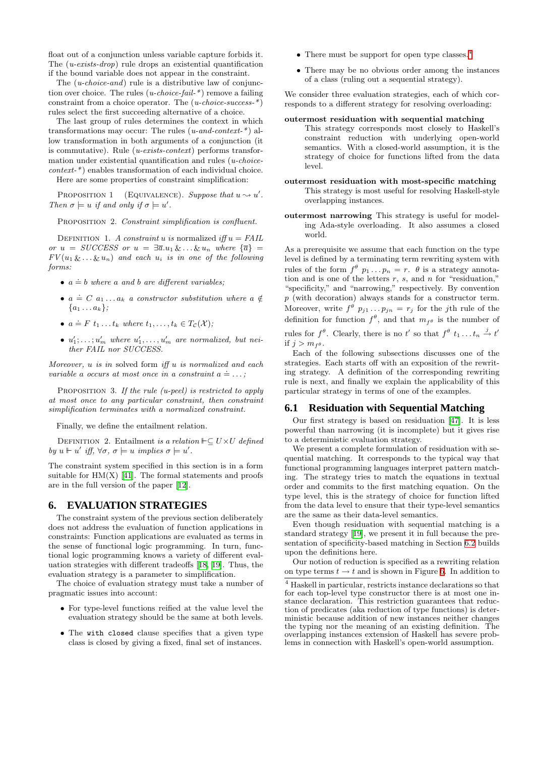float out of a conjunction unless variable capture forbids it. The (*u-exists-drop*) rule drops an existential quantification if the bound variable does not appear in the constraint.

The (*u-choice-and*) rule is a distributive law of conjunction over choice. The rules (*u-choice-fail-\**) remove a failing constraint from a choice operator. The (*u-choice-success-\**) rules select the first succeeding alternative of a choice.

The last group of rules determines the context in which transformations may occur: The rules (*u-and-context-\**) allow transformation in both arguments of a conjunction (it is commutative). Rule (*u-exists-context*) performs transformation under existential quantification and rules (*u-choice-context-\**) enables transformation of each individual choice.

Here are some properties of constraint simplification:

Proposition 1 (Equivalence). *Suppose that $u \rightsquigarrow u'$. Then $\sigma \models u$ if and only if $\sigma \models u'$.*

Proposition 2. *Constraint simplification is confluent.*

Definition 1. *A constraint $u$ is* normalized *iff $u = FAIL$ or $u = SUCCESS$ or $u = \exists\overline{a}.u_1 \,\&\, \ldots \,\&\, u_n$ where $\{\overline{a}\} = FV(u_1 \,\&\, \ldots \,\&\, u_n)$ and each $u_i$ is in one of the following forms:*

- *$a \doteq b$ where $a$ and $b$ are different variables;*
- *$a \doteq C\ a_1 \ldots a_k$ a constructor substitution where $a \notin \{a_1 \ldots a_k\}$;*
- *$a \doteq F\ t_1 \ldots t_k$ where $t_1, \ldots, t_k \in T_{\mathcal{C}}(\mathcal{X})$;*
- *$u'_1; \ldots; u'_m$ where $u'_1, \ldots, u'_m$ are normalized, but neither FAIL nor SUCCESS.*

*Moreover, $u$ is in* solved form *iff $u$ is normalized and each variable $a$ occurs at most once in a constraint $a \doteq \ldots$;*

Proposition 3. *If the rule (u-peel) is restricted to apply at most once to any particular constraint, then constraint simplification terminates with a normalized constraint.*

Finally, we define the entailment relation.

Definition 2. Entailment *is a relation $\Vdash \subseteq U \times U$ defined by $u \Vdash u'$ iff, $\forall\sigma$, $\sigma \models u$ implies $\sigma \models u'$.*

The constraint system specified in this section is in a form suitable for HM(X) [41]. The formal statements and proofs are in the full version of the paper [12].

# 6. EVALUATION STRATEGIES

The constraint system of the previous section deliberately does not address the evaluation of function applications in constraints: Function applications are evaluated as terms in the sense of functional logic programming. In turn, functional logic programming knows a variety of different evaluation strategies with different tradeoffs [18, 19]. Thus, the evaluation strategy is a parameter to simplification.

The choice of evaluation strategy must take a number of pragmatic issues into account:

- For type-level functions reified at the value level the evaluation strategy should be the same at both levels.
- The `with closed` clause specifies that a given type class is closed by giving a fixed, final set of instances.
- There must be support for open type classes.[4]
- There may be no obvious order among the instances of a class (ruling out a sequential strategy).

We consider three evaluation strategies, each of which corresponds to a different strategy for resolving overloading:

**outermost residuation with sequential matching**
This strategy corresponds most closely to Haskell's constraint reduction with underlying open-world semantics. With a closed-world assumption, it is the strategy of choice for functions lifted from the data level.

**outermost residuation with most-specific matching**
This strategy is most useful for resolving Haskell-style overlapping instances.

**outermost narrowing** This strategy is useful for modeling Ada-style overloading. It also assumes a closed world.

As a prerequisite we assume that each function on the type level is defined by a terminating term rewriting system with rules of the form $f^\theta\ p_1 \ldots p_n = r$. $\theta$ is a strategy annotation and is one of the letters $r$, $s$, and $n$ for "residuation," "specificity," and "narrowing," respectively. By convention $p$ (with decoration) always stands for a constructor term. Moreover, write $f^\theta\ p_{j1} \ldots p_{jn} = r_j$ for the $j$th rule of the definition for function $f^\theta$, and that $m_{f^\theta}$ is the number of rules for $f^\theta$. Clearly, there is no $t'$ so that $f^\theta\ t_1 \ldots t_n \xrightarrow{j} t'$ if $j > m_{f^\theta}$.

Each of the following subsections discusses one of the strategies. Each starts off with an exposition of the rewriting strategy. A definition of the corresponding rewriting rule is next, and finally we explain the applicability of this particular strategy in terms of one of the examples.

## 6.1 Residuation with Sequential Matching

Our first strategy is based on residuation [47]. It is less powerful than narrowing (it is incomplete) but it gives rise to a deterministic evaluation strategy.

We present a complete formulation of residuation with sequential matching. It corresponds to the typical way that functional programming languages interpret pattern matching. The strategy tries to match the equations in textual order and commits to the first matching equation. On the type level, this is the strategy of choice for functions lifted from the data level to ensure that their type-level semantics are the same as their data-level semantics.

Even though residuation with sequential matching is a standard strategy [19], we present it in full because the presentation of specificity-based matching in Section 6.2 builds upon the definitions here.

Our notion of reduction is specified as a rewriting relation on type terms $t \to t$ and is shown in Figure 6. In addition to

[4] Haskell in particular, restricts instance declarations so that for each top-level type constructor there is at most one instance declaration. This restriction guarantees that reduction of predicates (aka reduction of type functions) is deterministic because addition of new instances neither changes the typing nor the meaning of an existing definition. The overlapping instances extension of Haskell has severe problems in connection with Haskell's open-world assumption.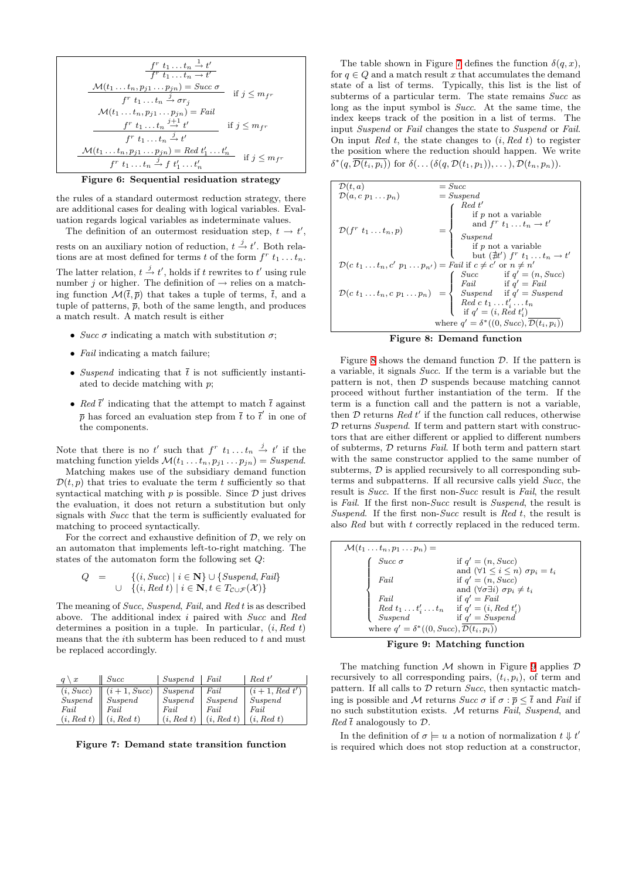$$\frac{f^r\ t_1 \ldots t_n \xrightarrow{1} t'}{f^r\ t_1 \ldots t_n \to t'}$$

$$\frac{\mathcal{M}(t_1 \ldots t_n, p_{j1} \ldots p_{jn}) = \mathit{Succ}\ \sigma}{f^r\ t_1 \ldots t_n \xrightarrow{j} \sigma r_j} \quad \text{if } j \leq m_{f^r}$$

$$\frac{\mathcal{M}(t_1 \ldots t_n, p_{j1} \ldots p_{jn}) = \mathit{Fail} \qquad f^r\ t_1 \ldots t_n \xrightarrow{j+1} t'}{f^r\ t_1 \ldots t_n \xrightarrow{j} t'} \quad \text{if } j \leq m_{f^r}$$

$$\frac{\mathcal{M}(t_1 \ldots t_n, p_{j1} \ldots p_{jn}) = \mathit{Red}\ t'_1 \ldots t'_n}{f^r\ t_1 \ldots t_n \xrightarrow{j} f\ t'_1 \ldots t'_n} \quad \text{if } j \leq m_{f^r}$$

**Figure 6: Sequential residuation strategy**

the rules of a standard outermost reduction strategy, there are additional cases for dealing with logical variables. Evaluation regards logical variables as indeterminate values.

The definition of an outermost residuation step, $t \to t'$, rests on an auxiliary notion of reduction, $t \xrightarrow{j} t'$. Both relations are at most defined for terms $t$ of the form $f^r\ t_1 \ldots t_n$. The latter relation, $t \xrightarrow{j} t'$, holds if $t$ rewrites to $t'$ using rule number $j$ or higher. The definition of $\to$ relies on a matching function $\mathcal{M}(\overline{t}, \overline{p})$ that takes a tuple of terms, $\overline{t}$, and a tuple of patterns, $\overline{p}$, both of the same length, and produces a match result. A match result is either

- *Succ* $\sigma$ indicating a match with substitution $\sigma$;
- *Fail* indicating a match failure;
- *Suspend* indicating that $\overline{t}$ is not sufficiently instantiated to decide matching with $p$;
- *Red* $\overline{t}'$ indicating that the attempt to match $\overline{t}$ against $\overline{p}$ has forced an evaluation step from $\overline{t}$ to $\overline{t}'$ in one of the components.

Note that there is no $t'$ such that $f^r\ t_1 \ldots t_n \xrightarrow{j} t'$ if the matching function $\mathcal{M}(t_1 \ldots t_n, p_{j1} \ldots p_{jn}) = \mathit{Suspend}$.

Matching makes use of the subsidiary demand function $\mathcal{D}(t, p)$ that tries to evaluate the term $t$ sufficiently so that syntactical matching with $p$ is possible. Since $\mathcal{D}$ just drives the evaluation, it does not return a substitution but only signals with *Succ* that the term is sufficiently evaluated for matching to proceed syntactically.

For the correct and exhaustive definition of $\mathcal{D}$, we rely on an automaton that implements left-to-right matching. The states of the automaton form the following set $Q$:

$$\begin{array}{rcl} Q & = & \{(i, \mathit{Succ}) \mid i \in \mathbf{N}\} \cup \{\mathit{Suspend}, \mathit{Fail}\} \\ & \cup & \{(i, \mathit{Red}\ t) \mid i \in \mathbf{N}, t \in T_{\mathcal{C} \cup \mathcal{F}}(\mathcal{X})\} \end{array}$$

The meaning of *Succ*, *Suspend*, *Fail*, and *Red* $t$ is as described above. The additional index $i$ paired with *Succ* and *Red* determines a position in a tuple. In particular, $(i, \mathit{Red}\ t)$ means that the $i$th subterm has been reduced to $t$ and must be replaced accordingly.

| $q \setminus x$ | *Succ* | *Suspend* | *Fail* | *Red* $t'$ |
|---|---|---|---|---|
| $(i, \mathit{Succ})$ | $(i+1, \mathit{Succ})$ | *Suspend* | *Fail* | $(i+1, \mathit{Red}\ t')$ |
| *Suspend* | *Suspend* | *Suspend* | *Suspend* | *Suspend* |
| *Fail* | *Fail* | *Fail* | *Fail* | *Fail* |
| $(i, \mathit{Red}\ t)$ | $(i, \mathit{Red}\ t)$ | $(i, \mathit{Red}\ t)$ | $(i, \mathit{Red}\ t)$ | $(i, \mathit{Red}\ t)$ |

**Figure 7: Demand state transition function**

The table shown in Figure 7 defines the function $\delta(q, x)$, for $q \in Q$ and a match result $x$ that accumulates the demand state of a list of terms. Typically, this list is the list of subterms of a particular term. The state remains *Succ* as long as the input symbol is *Succ*. At the same time, the index keeps track of the position in a list of terms. The input *Suspend* or *Fail* changes the state to *Suspend* or *Fail*. On input *Red* $t$, the state changes to $(i, \mathit{Red}\ t)$ to register the position where the reduction should happen. We write $\delta^*(q, \overline{\mathcal{D}(t_i, p_i)})$ for $\delta(\ldots(\delta(q, \mathcal{D}(t_1, p_1)), \ldots), \mathcal{D}(t_n, p_n))$.

$$\begin{array}{lcl}
\mathcal{D}(t, a) & = & \mathit{Succ} \\
\mathcal{D}(a, c\ p_1 \ldots p_n) & = & \mathit{Suspend} \\
\mathcal{D}(f^r\ t_1 \ldots t_n, p) & = & \left\{ \begin{array}{l} \mathit{Red}\ t' \\ \quad \text{if } p \text{ not a variable} \\ \quad \text{and } f^r\ t_1 \ldots t_n \to t' \\ \mathit{Suspend} \\ \quad \text{if } p \text{ not a variable} \\ \quad \text{but } (\nexists t')\ f^r\ t_1 \ldots t_n \to t' \end{array} \right. \\
\mathcal{D}(c\ t_1 \ldots t_n, c'\ p_1 \ldots p_{n'}) & = & \mathit{Fail} \text{ if } c \neq c' \text{ or } n \neq n' \\
\mathcal{D}(c\ t_1 \ldots t_n, c\ p_1 \ldots p_n) & = & \left\{ \begin{array}{ll} \mathit{Succ} & \text{if } q' = (n, \mathit{Succ}) \\ \mathit{Fail} & \text{if } q' = \mathit{Fail} \\ \mathit{Suspend} & \text{if } q' = \mathit{Suspend} \\ \multicolumn{2}{l}{\mathit{Red}\ c\ t_1 \ldots t'_i \ldots t_n} \\ \multicolumn{2}{l}{\quad \text{if } q' = (i, \mathit{Red}\ t'_i)} \end{array} \right. \\
& & \text{where } q' = \delta^*((0, \mathit{Succ}), \overline{\mathcal{D}(t_i, p_i)})
\end{array}$$

**Figure 8: Demand function**

Figure 8 shows the demand function $\mathcal{D}$. If the pattern is a variable, it signals *Succ*. If the term is a variable but the pattern is not, then $\mathcal{D}$ suspends because matching cannot proceed without further instantiation of the term. If the term is a function call and the pattern is not a variable, then $\mathcal{D}$ returns *Red* $t'$ if the function call reduces, otherwise $\mathcal{D}$ returns *Suspend*. If term and pattern start with constructors that are either different or applied to different numbers of subterms, $\mathcal{D}$ returns *Fail*. If both term and pattern start with the same constructor applied to the same number of subterms, $\mathcal{D}$ is applied recursively to all corresponding subterms and subpatterns. If all recursive calls yield *Succ*, the result is *Succ*. If the first non-*Succ* result is *Fail*, the result is *Fail*. If the first non-*Succ* result is *Suspend*, the result is *Suspend*. If the first non-*Succ* result is *Red* $t$, the result is also *Red* but with $t$ correctly replaced in the reduced term.

$$\mathcal{M}(t_1 \ldots t_n, p_1 \ldots p_n) =$$
$$\left\{ \begin{array}{ll} \mathit{Succ}\ \sigma & \text{if } q' = (n, \mathit{Succ}) \\ & \text{and } (\forall 1 \leq i \leq n)\ \sigma p_i = t_i \\ \mathit{Fail} & \text{if } q' = (n, \mathit{Succ}) \\ & \text{and } (\forall \sigma \exists i)\ \sigma p_i \neq t_i \\ \mathit{Fail} & \text{if } q' = \mathit{Fail} \\ \mathit{Red}\ t_1 \ldots t'_i \ldots t_n & \text{if } q' = (i, \mathit{Red}\ t'_i) \\ \mathit{Suspend} & \text{if } q' = \mathit{Suspend} \end{array} \right.$$
$$\text{where } q' = \delta^*((0, \mathit{Succ}), \overline{\mathcal{D}(t_i, p_i)})$$

**Figure 9: Matching function**

The matching function $\mathcal{M}$ shown in Figure 9 applies $\mathcal{D}$ recursively to all corresponding pairs, $(t_i, p_i)$, of term and pattern. If all calls to $\mathcal{D}$ return *Succ*, then syntactic matching is possible and $\mathcal{M}$ returns *Succ* $\sigma$ if $\sigma : \overline{p} \leq \overline{t}$ and *Fail* if no such substitution exists. $\mathcal{M}$ returns *Fail*, *Suspend*, and *Red* $\overline{t}$ analogously to $\mathcal{D}$.

In the definition of $\sigma \models u$ a notion of normalization $t \Downarrow t'$ is required which does not stop reduction at a constructor,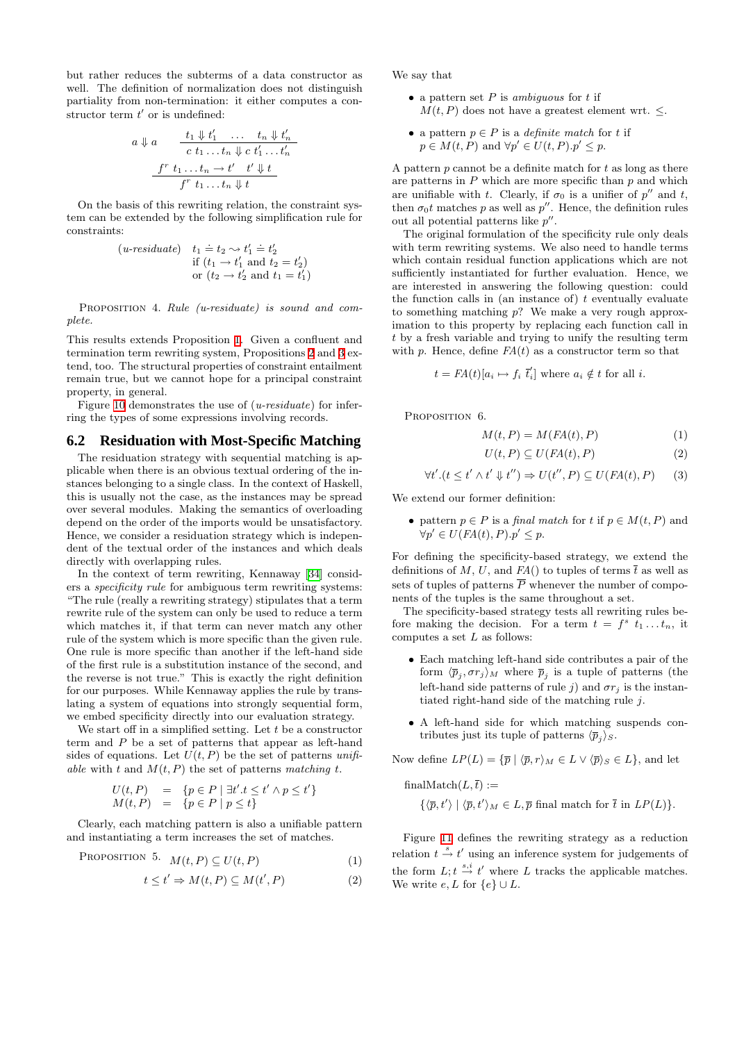but rather reduces the subterms of a data constructor as well. The definition of normalization does not distinguish partiality from non-termination: it either computes a constructor term $t'$ or is undefined:

$$a \Downarrow a \qquad \frac{t_1 \Downarrow t_1' \quad \dots \quad t_n \Downarrow t_n'}{c\ t_1 \dots t_n \Downarrow c\ t_1' \dots t_n'}$$

$$\frac{f^r\ t_1 \dots t_n \to t' \quad t' \Downarrow t}{f^r\ t_1 \dots t_n \Downarrow t}$$

On the basis of this rewriting relation, the constraint system can be extended by the following simplification rule for constraints:

$$\begin{array}{ll}(u\text{-}residuate) & t_1 \doteq t_2 \rightsquigarrow t_1' \doteq t_2' \\ & \text{if } (t_1 \to t_1' \text{ and } t_2 = t_2') \\ & \text{or } (t_2 \to t_2' \text{ and } t_1 = t_1')\end{array}$$

Proposition 4. *Rule (u-residuate) is sound and complete.*

This results extends Proposition 1. Given a confluent and termination term rewriting system, Propositions 2 and 3 extend, too. The structural properties of constraint entailment remain true, but we cannot hope for a principal constraint property, in general.

Figure 10 demonstrates the use of (*u-residuate*) for inferring the types of some expressions involving records.

## 6.2 Residuation with Most-Specific Matching

The residuation strategy with sequential matching is applicable when there is an obvious textual ordering of the instances belonging to a single class. In the context of Haskell, this is usually not the case, as the instances may be spread over several modules. Making the semantics of overloading depend on the order of the imports would be unsatisfactory. Hence, we consider a residuation strategy which is independent of the textual order of the instances and which deals directly with overlapping rules.

In the context of term rewriting, Kennaway [34] considers a *specificity rule* for ambiguous term rewriting systems: "The rule (really a rewriting strategy) stipulates that a term rewrite rule of the system can only be used to reduce a term which matches it, if that term can never match any other rule of the system which is more specific than the given rule. One rule is more specific than another if the left-hand side of the first rule is a substitution instance of the second, and the reverse is not true." This is exactly the right definition for our purposes. While Kennaway applies the rule by translating a system of equations into strongly sequential form, we embed specificity directly into our evaluation strategy.

We start off in a simplified setting. Let $t$ be a constructor term and $P$ be a set of patterns that appear as left-hand sides of equations. Let $U(t, P)$ be the set of patterns *unifiable* with $t$ and $M(t, P)$ the set of patterns *matching* $t$.

$$\begin{array}{rcl}U(t,P) & = & \{p \in P \mid \exists t'.t \le t' \wedge p \le t'\} \\ M(t,P) & = & \{p \in P \mid p \le t\}\end{array}$$

Clearly, each matching pattern is also a unifiable pattern and instantiating a term increases the set of matches.

Proposition 5.
$$M(t, P) \subseteq U(t, P) \qquad (1)$$
$$t \le t' \Rightarrow M(t, P) \subseteq M(t', P) \qquad (2)$$

We say that

- a pattern set $P$ is *ambiguous* for $t$ if $M(t, P)$ does not have a greatest element wrt. $\le$.
- a pattern $p \in P$ is a *definite match* for $t$ if $p \in M(t, P)$ and $\forall p' \in U(t, P).p' \le p$.

A pattern $p$ cannot be a definite match for $t$ as long as there are patterns in $P$ which are more specific than $p$ and which are unifiable with $t$. Clearly, if $\sigma_0$ is a unifier of $p''$ and $t$, then $\sigma_0 t$ matches $p$ as well as $p''$. Hence, the definition rules out all potential patterns like $p''$.

The original formulation of the specificity rule only deals with term rewriting systems. We also need to handle terms which contain residual function applications which are not sufficiently instantiated for further evaluation. Hence, we are interested in answering the following question: could the function calls in (an instance of) $t$ eventually evaluate to something matching $p$? We make a very rough approximation to this property by replacing each function call in $t$ by a fresh variable and trying to unify the resulting term with $p$. Hence, define $FA(t)$ as a constructor term so that

$$t = FA(t)[a_i \mapsto f_i\ \overline{t_i'}] \text{ where } a_i \notin t \text{ for all } i.$$

Proposition 6.
$$M(t, P) = M(FA(t), P) \qquad (1)$$
$$U(t, P) \subseteq U(FA(t), P) \qquad (2)$$
$$\forall t'.(t \le t' \wedge t' \Downarrow t'') \Rightarrow U(t'', P) \subseteq U(FA(t), P) \qquad (3)$$

We extend our former definition:

- pattern $p \in P$ is a *final match* for $t$ if $p \in M(t, P)$ and $\forall p' \in U(FA(t), P).p' \le p$.

For defining the specificity-based strategy, we extend the definitions of $M$, $U$, and $FA()$ to tuples of terms $\overline{t}$ as well as sets of tuples of patterns $\overline{P}$ whenever the number of components of the tuples is the same throughout a set.

The specificity-based strategy tests all rewriting rules before making the decision. For a term $t = f^s\ t_1 \dots t_n$, it computes a set $L$ as follows:

- Each matching left-hand side contributes a pair of the form $\langle \overline{p}_j, \sigma r_j \rangle_M$ where $\overline{p}_j$ is a tuple of patterns (the left-hand side patterns of rule $j$) and $\sigma r_j$ is the instantiated right-hand side of the matching rule $j$.
- A left-hand side for which matching suspends contributes just its tuple of patterns $\langle \overline{p}_j \rangle_S$.

Now define $LP(L) = \{\overline{p} \mid \langle \overline{p}, r\rangle_M \in L \vee \langle \overline{p}\rangle_S \in L\}$, and let

$$\begin{array}{l}\text{finalMatch}(L, \overline{t}) := \\ \quad \{\langle \overline{p}, t' \rangle \mid \langle \overline{p}, t' \rangle_M \in L, \overline{p} \text{ final match for } \overline{t} \text{ in } LP(L)\}.\end{array}$$

Figure 11 defines the rewriting strategy as a reduction relation $t \xrightarrow{s} t'$ using an inference system for judgements of the form $L; t \xrightarrow{s,i} t'$ where $L$ tracks the applicable matches. We write $e, L$ for $\{e\} \cup L$.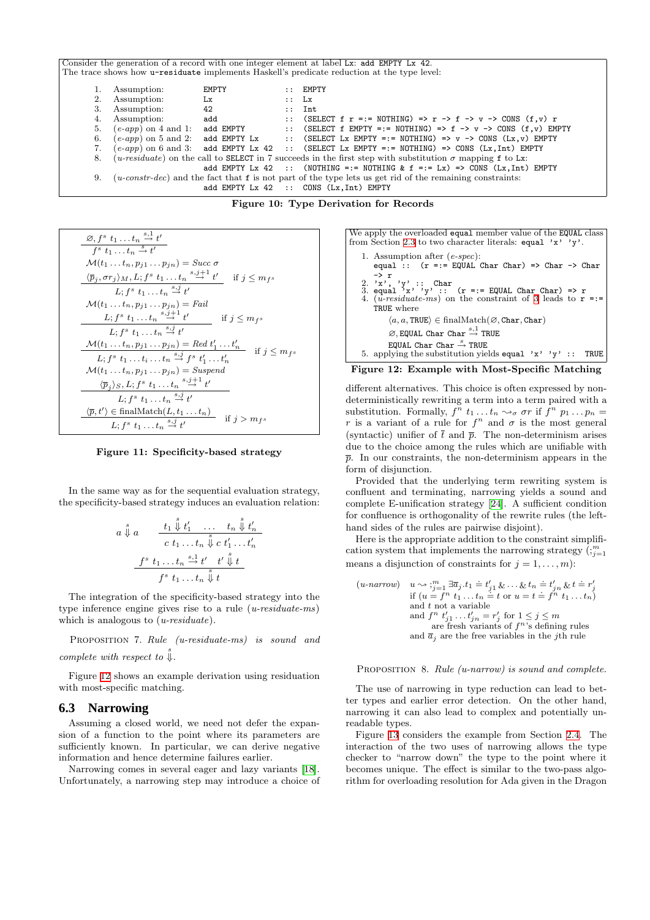Consider the generation of a record with one integer element at label Lx: `add EMPTY Lx 42`.
The trace shows how `u-residuate` implements Haskell's predicate reduction at the type level:

```
1. Assumption:            EMPTY             :: EMPTY
2. Assumption:            Lx                :: Lx
3. Assumption:            42                :: Int
4. Assumption:            add               :: (SELECT f r =:= NOTHING) => r -> f -> v -> CONS (f,v) r
5. (e-app) on 4 and 1:    add EMPTY         :: (SELECT f EMPTY =:= NOTHING) => f -> v -> CONS (f,v) EMPTY
6. (e-app) on 5 and 2:    add EMPTY Lx      :: (SELECT Lx EMPTY =:= NOTHING) => v -> CONS (Lx,v) EMPTY
7. (e-app) on 6 and 3:    add EMPTY Lx 42   :: (SELECT Lx EMPTY =:= NOTHING) => CONS (Lx,Int) EMPTY
8. (u-residuate) on the call to SELECT in 7 succeeds in the first step with substitution σ mapping f to Lx:
                          add EMPTY Lx 42   :: (NOTHING =:= NOTHING & f =:= Lx) => CONS (Lx,Int) EMPTY
9. (u-constr-dec) and the fact that f is not part of the type lets us get rid of the remaining constraints:
                          add EMPTY Lx 42   :: CONS (Lx,Int) EMPTY
```

**Figure 10: Type Derivation for Records**

$$\frac{\varnothing, f^s\ t_1 \ldots t_n \overset{s,1}{\to} t'}{f^s\ t_1 \ldots t_n \overset{s}{\to} t'}$$

$$\frac{\begin{array}{c}\mathcal{M}(t_1 \ldots t_n, p_{j1} \ldots p_{jn}) = \mathit{Succ}\ \sigma \\ \langle \overline{p}_j, \sigma r_j \rangle_M, L; f^s\ t_1 \ldots t_n \overset{s,j+1}{\to} t'\end{array}}{L; f^s\ t_1 \ldots t_n \overset{s,j}{\to} t'} \quad \text{if } j \leq m_{f^s}$$

$$\frac{\begin{array}{c}\mathcal{M}(t_1 \ldots t_n, p_{j1} \ldots p_{jn}) = \mathit{Fail} \\ L; f^s\ t_1 \ldots t_n \overset{s,j+1}{\to} t'\end{array}}{L; f^s\ t_1 \ldots t_n \overset{s,j}{\to} t'} \quad \text{if } j \leq m_{f^s}$$

$$\frac{\mathcal{M}(t_1 \ldots t_n, p_{j1} \ldots p_{jn}) = \mathit{Red}\ t'_1 \ldots t'_n}{L; f^s\ t_1 \ldots t_i \ldots t_n \overset{s,j}{\to} f^s\ t'_1 \ldots t'_n} \quad \text{if } j \leq m_{f^s}$$

$$\frac{\begin{array}{c}\mathcal{M}(t_1 \ldots t_n, p_{j1} \ldots p_{jn}) = \mathit{Suspend} \\ \langle \overline{p}_j \rangle_S, L; f^s\ t_1 \ldots t_n \overset{s,j+1}{\to} t'\end{array}}{L; f^s\ t_1 \ldots t_n \overset{s,j}{\to} t'}$$

$$\frac{\langle \overline{p}, t' \rangle \in \text{finalMatch}(L, t_1 \ldots t_n)}{L; f^s\ t_1 \ldots t_n \overset{s,j}{\to} t'} \quad \text{if } j > m_{f^s}$$

**Figure 11: Specificity-based strategy**

In the same way as for the sequential evaluation strategy, the specificity-based strategy induces an evaluation relation:

$$a \overset{s}{\Downarrow} a \qquad \frac{t_1 \overset{s}{\Downarrow} t'_1 \quad \ldots \quad t_n \overset{s}{\Downarrow} t'_n}{c\ t_1 \ldots t_n \overset{s}{\Downarrow} c\ t'_1 \ldots t'_n}$$

$$\frac{f^s\ t_1 \ldots t_n \overset{s,1}{\to} t' \quad t' \overset{s}{\Downarrow} t}{f^s\ t_1 \ldots t_n \overset{s}{\Downarrow} t}$$

The integration of the specificity-based strategy into the type inference engine gives rise to a rule (*u-residuate-ms*) which is analogous to (*u-residuate*).

Proposition 7. *Rule (u-residuate-ms) is sound and complete with respect to* $\overset{s}{\Downarrow}$.

Figure 12 shows an example derivation using residuation with most-specific matching.

We apply the overloaded `equal` member value of the `EQUAL` class from Section 2.3 to two character literals: `equal 'x' 'y'`.

1. Assumption after (*e-spec*):
   `equal :: (r =:= EQUAL Char Char) => Char -> Char -> r`
2. `'x', 'y' :: Char`
3. `equal 'x' 'y' :: (r =:= EQUAL Char Char) => r`
4. (*u-residuate-ms*) on the constraint of 3 leads to `r =:= TRUE` where
   $\langle a, a, \texttt{TRUE} \rangle \in \text{finalMatch}(\varnothing, \texttt{Char}, \texttt{Char})$
   $\varnothing, \texttt{EQUAL Char Char} \overset{s,1}{\to} \texttt{TRUE}$
   $\texttt{EQUAL Char Char} \overset{s}{\to} \texttt{TRUE}$
5. applying the substitution yields `equal 'x' 'y' :: TRUE`

**Figure 12: Example with Most-Specific Matching**

## 6.3 Narrowing

Assuming a closed world, we need not defer the expansion of a function to the point where its parameters are sufficiently known. In particular, we can derive negative information and hence determine failures earlier.

Narrowing comes in several eager and lazy variants [18]. Unfortunately, a narrowing step may introduce a choice of different alternatives. This choice is often expressed by non-deterministically rewriting a term into a term paired with a substitution. Formally, $f^n\ t_1 \ldots t_n \rightsquigarrow_\sigma \sigma r$ if $f^n\ p_1 \ldots p_n = r$ is a variant of a rule for $f^n$ and $\sigma$ is the most general (syntactic) unifier of $\overline{t}$ and $\overline{p}$. The non-determinism arises due to the choice among the rules which are unifiable with $\overline{p}$. In our constraints, the non-determinism appears in the form of disjunction.

Provided that the underlying term rewriting system is confluent and terminating, narrowing yields a sound and complete E-unification strategy [24]. A sufficient condition for confluence is orthogonality of the rewrite rules (the left-hand sides of the rules are pairwise disjoint).

Here is the appropriate addition to the constraint simplification system that implements the narrowing strategy ($;_{j=1}^m$ means a disjunction of constraints for $j = 1, \ldots, m$):

$$(\textit{u-narrow}) \quad u \rightsquigarrow ;_{j=1}^m \exists \overline{a}_j . t_1 \doteq t'_{j1} \,\&\, \ldots \,\&\, t_n \doteq t'_{jn} \,\&\, t \doteq r'_j$$
if ($u = f^n\ t_1 \ldots t_n \doteq t$ or $u = t \doteq f^n\ t_1 \ldots t_n$)
and $t$ not a variable
and $f^n\ t'_{j1} \ldots t'_{jn} = r'_j$ for $1 \leq j \leq m$ are fresh variants of $f^n$'s defining rules
and $\overline{a}_j$ are the free variables in the $j$th rule

Proposition 8. *Rule (u-narrow) is sound and complete.*

The use of narrowing in type reduction can lead to better types and earlier error detection. On the other hand, narrowing it can also lead to complex and potentially unreadable types.

Figure 13 considers the example from Section 2.4. The interaction of the two uses of narrowing allows the type checker to "narrow down" the type to the point where it becomes unique. The effect is similar to the two-pass algorithm for overloading resolution for Ada given in the Dragon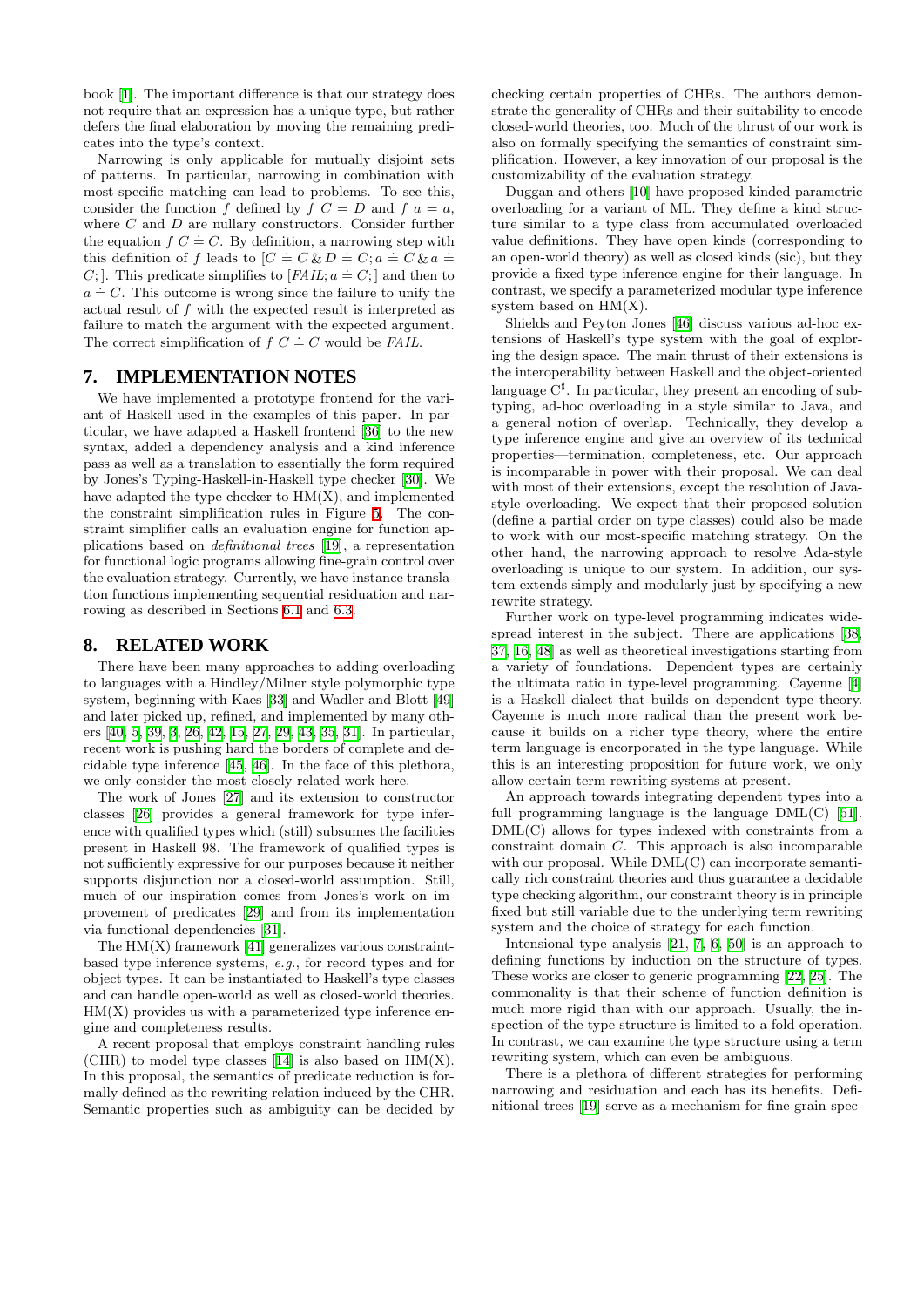book [1]. The important difference is that our strategy does not require that an expression has a unique type, but rather defers the final elaboration by moving the remaining predicates into the type's context.

Narrowing is only applicable for mutually disjoint sets of patterns. In particular, narrowing in combination with most-specific matching can lead to problems. To see this, consider the function $f$ defined by $f\ C = D$ and $f\ a = a$, where $C$ and $D$ are nullary constructors. Consider further the equation $f\ C \doteq C$. By definition, a narrowing step with this definition of $f$ leads to $[C \doteq C \,\&\, D \doteq C; a \doteq C \,\&\, a \doteq C;]$. This predicate simplifies to $[\mathit{FAIL}; a \doteq C;]$ and then to $a \doteq C$. This outcome is wrong since the failure to unify the actual result of $f$ with the expected result is interpreted as failure to match the argument with the expected argument. The correct simplification of $f\ C \doteq C$ would be $\mathit{FAIL}$.

## 7. IMPLEMENTATION NOTES

We have implemented a prototype frontend for the variant of Haskell used in the examples of this paper. In particular, we have adapted a Haskell frontend [36] to the new syntax, added a dependency analysis and a kind inference pass as well as a translation to essentially the form required by Jones's Typing-Haskell-in-Haskell type checker [30]. We have adapted the type checker to HM(X), and implemented the constraint simplification rules in Figure 5. The constraint simplifier calls an evaluation engine for function applications based on *definitional trees* [19], a representation for functional logic programs allowing fine-grain control over the evaluation strategy. Currently, we have instance translation functions implementing sequential residuation and narrowing as described in Sections 6.1 and 6.3.

## 8. RELATED WORK

There have been many approaches to adding overloading to languages with a Hindley/Milner style polymorphic type system, beginning with Kaes [33] and Wadler and Blott [49] and later picked up, refined, and implemented by many others [40, 5, 39, 3, 26, 42, 15, 27, 29, 43, 35, 31]. In particular, recent work is pushing hard the borders of complete and decidable type inference [45, 46]. In the face of this plethora, we only consider the most closely related work here.

The work of Jones [27] and its extension to constructor classes [26] provides a general framework for type inference with qualified types which (still) subsumes the facilities present in Haskell 98. The framework of qualified types is not sufficiently expressive for our purposes because it neither supports disjunction nor a closed-world assumption. Still, much of our inspiration comes from Jones's work on improvement of predicates [29] and from its implementation via functional dependencies [31].

The HM(X) framework [41] generalizes various constraint-based type inference systems, *e.g.*, for record types and for object types. It can be instantiated to Haskell's type classes and can handle open-world as well as closed-world theories. HM(X) provides us with a parameterized type inference engine and completeness results.

A recent proposal that employs constraint handling rules (CHR) to model type classes [14] is also based on HM(X). In this proposal, the semantics of predicate reduction is formally defined as the rewriting relation induced by the CHR. Semantic properties such as ambiguity can be decided by checking certain properties of CHRs. The authors demonstrate the generality of CHRs and their suitability to encode closed-world theories, too. Much of the thrust of our work is also on formally specifying the semantics of constraint simplification. However, a key innovation of our proposal is the customizability of the evaluation strategy.

Duggan and others [10] have proposed kinded parametric overloading for a variant of ML. They define a kind structure similar to a type class from accumulated overloaded value definitions. They have open kinds (corresponding to an open-world theory) as well as closed kinds (sic), but they provide a fixed type inference engine for their language. In contrast, we specify a parameterized modular type inference system based on HM(X).

Shields and Peyton Jones [46] discuss various ad-hoc extensions of Haskell's type system with the goal of exploring the design space. The main thrust of their extensions is the interoperability between Haskell and the object-oriented language C$^\sharp$. In particular, they present an encoding of subtyping, ad-hoc overloading in a style similar to Java, and a general notion of overlap. Technically, they develop a type inference engine and give an overview of its technical properties—termination, completeness, etc. Our approach is incomparable in power with their proposal. We can deal with most of their extensions, except the resolution of Java-style overloading. We expect that their proposed solution (define a partial order on type classes) could also be made to work with our most-specific matching strategy. On the other hand, the narrowing approach to resolve Ada-style overloading is unique to our system. In addition, our system extends simply and modularly just by specifying a new rewrite strategy.

Further work on type-level programming indicates widespread interest in the subject. There are applications [38, 37, 16, 48] as well as theoretical investigations starting from a variety of foundations. Dependent types are certainly the ultimata ratio in type-level programming. Cayenne [4] is a Haskell dialect that builds on dependent type theory. Cayenne is much more radical than the present work because it builds on a richer type theory, where the entire term language is encorporated in the type language. While this is an interesting proposition for future work, we only allow certain term rewriting systems at present.

An approach towards integrating dependent types into a full programming language is the language DML(C) [51]. DML(C) allows for types indexed with constraints from a constraint domain $C$. This approach is also incomparable with our proposal. While DML(C) can incorporate semantically rich constraint theories and thus guarantee a decidable type checking algorithm, our constraint theory is in principle fixed but still variable due to the underlying term rewriting system and the choice of strategy for each function.

Intensional type analysis [21, 7, 6, 50] is an approach to defining functions by induction on the structure of types. These works are closer to generic programming [22, 25]. The commonality is that their scheme of function definition is much more rigid than with our approach. Usually, the inspection of the type structure is limited to a fold operation. In contrast, we can examine the type structure using a term rewriting system, which can even be ambiguous.

There is a plethora of different strategies for performing narrowing and residuation and each has its benefits. Definitional trees [19] serve as a mechanism for fine-grain spec-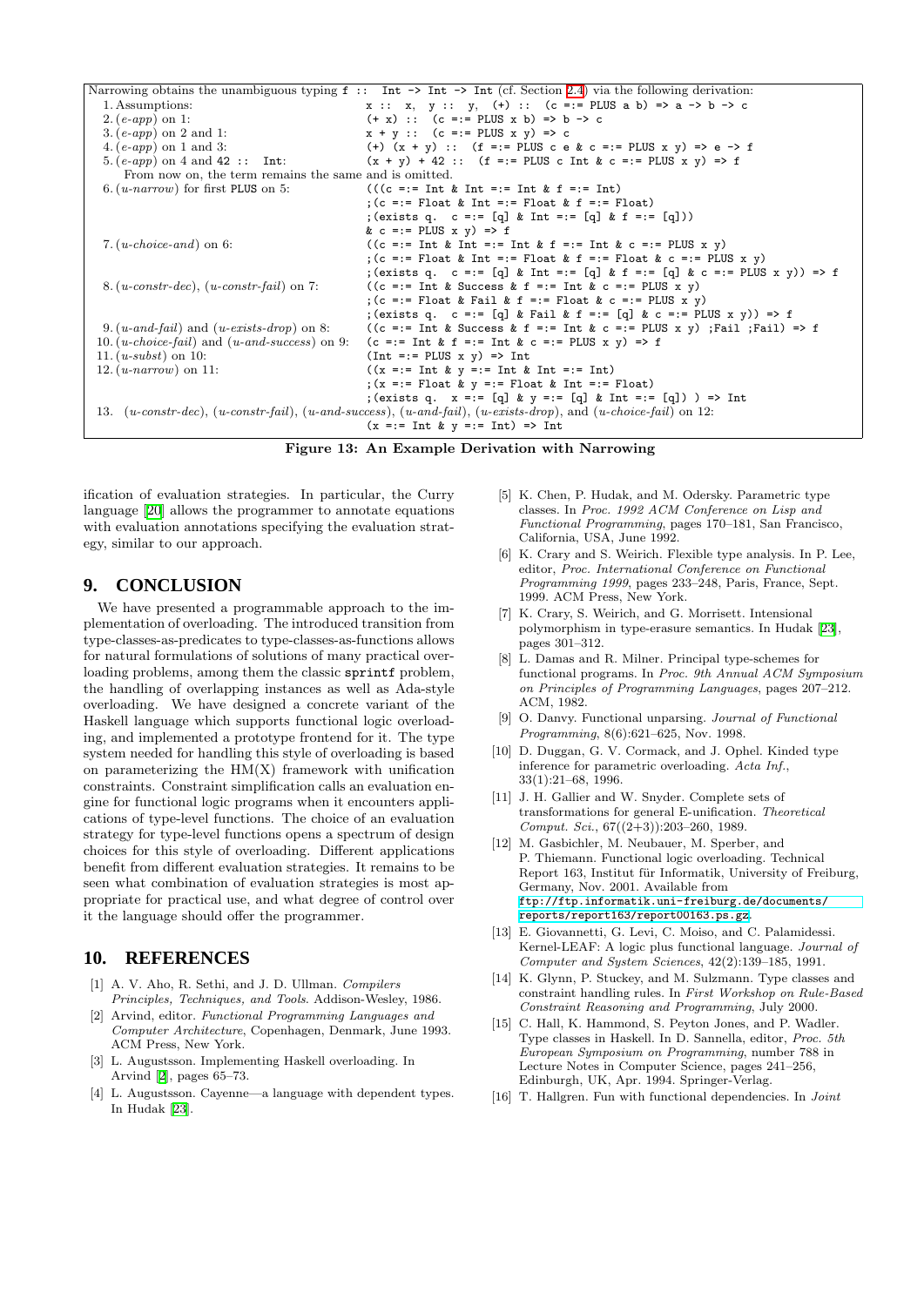Narrowing obtains the unambiguous typing `f :: Int -> Int -> Int` (cf. Section 2.4) via the following derivation:

| | |
|---|---|
| 1. Assumptions: | `x :: x, y :: y, (+) :: (c =:= PLUS a b) => a -> b -> c` |
| 2. (*e-app*) on 1: | `(+ x) :: (c =:= PLUS x b) => b -> c` |
| 3. (*e-app*) on 2 and 1: | `x + y :: (c =:= PLUS x y) => c` |
| 4. (*e-app*) on 1 and 3: | `(+) (x + y) :: (f =:= PLUS c e & c =:= PLUS x y) => e -> f` |
| 5. (*e-app*) on 4 and `42 :: Int`: | `(x + y) + 42 :: (f =:= PLUS c Int & c =:= PLUS x y) => f` |

From now on, the term remains the same and is omitted.

| | |
|---|---|
| 6. (*u-narrow*) for first `PLUS` on 5: | `(((c =:= Int & Int =:= Int & f =:= Int)` <br> `;(c =:= Float & Int =:= Float & f =:= Float)` <br> `;(exists q. c =:= [q] & Int =:= [q] & f =:= [q]))` <br> `& c =:= PLUS x y) => f` |
| 7. (*u-choice-and*) on 6: | `((c =:= Int & Int =:= Int & f =:= Int & c =:= PLUS x y)` <br> `;(c =:= Float & Int =:= Float & f =:= Float & c =:= PLUS x y)` <br> `;(exists q. c =:= [q] & Int =:= [q] & f =:= [q] & c =:= PLUS x y)) => f` |
| 8. (*u-constr-dec*), (*u-constr-fail*) on 7: | `((c =:= Int & Success & f =:= Int & c =:= PLUS x y)` <br> `;(c =:= Float & Fail & f =:= Float & c =:= PLUS x y)` <br> `;(exists q. c =:= [q] & Fail & f =:= [q] & c =:= PLUS x y)) => f` |
| 9. (*u-and-fail*) and (*u-exists-drop*) on 8: | `((c =:= Int & Success & f =:= Int & c =:= PLUS x y) ;Fail ;Fail) => f` |
| 10. (*u-choice-fail*) and (*u-and-success*) on 9: | `(c =:= Int & f =:= Int & c =:= PLUS x y) => f` |
| 11. (*u-subst*) on 10: | `(Int =:= PLUS x y) => Int` |
| 12. (*u-narrow*) on 11: | `((x =:= Int & y =:= Int & Int =:= Int)` <br> `;(x =:= Float & y =:= Float & Int =:= Float)` <br> `;(exists q. x =:= [q] & y =:= [q] & Int =:= [q]) ) => Int` |

13. (*u-constr-dec*), (*u-constr-fail*), (*u-and-success*), (*u-and-fail*), (*u-exists-drop*), and (*u-choice-fail*) on 12:
`(x =:= Int & y =:= Int) => Int`

**Figure 13: An Example Derivation with Narrowing**

ification of evaluation strategies. In particular, the Curry language [20] allows the programmer to annotate equations with evaluation annotations specifying the evaluation strategy, similar to our approach.

## 9. CONCLUSION

We have presented a programmable approach to the implementation of overloading. The introduced transition from type-classes-as-predicates to type-classes-as-functions allows for natural formulations of solutions of many practical overloading problems, among them the classic `sprintf` problem, the handling of overlapping instances as well as Ada-style overloading. We have designed a concrete variant of the Haskell language which supports functional logic overloading, and implemented a prototype frontend for it. The type system needed for handling this style of overloading is based on parameterizing the HM(X) framework with unification constraints. Constraint simplification calls an evaluation engine for functional logic programs when it encounters applications of type-level functions. The choice of an evaluation strategy for type-level functions opens a spectrum of design choices for this style of overloading. Different applications benefit from different evaluation strategies. It remains to be seen what combination of evaluation strategies is most appropriate for practical use, and what degree of control over it the language should offer the programmer.

## 10. REFERENCES

[1] A. V. Aho, R. Sethi, and J. D. Ullman. *Compilers Principles, Techniques, and Tools*. Addison-Wesley, 1986.

[2] Arvind, editor. *Functional Programming Languages and Computer Architecture*, Copenhagen, Denmark, June 1993. ACM Press, New York.

[3] L. Augustsson. Implementing Haskell overloading. In Arvind [2], pages 65–73.

[4] L. Augustsson. Cayenne—a language with dependent types. In Hudak [23].

[5] K. Chen, P. Hudak, and M. Odersky. Parametric type classes. In *Proc. 1992 ACM Conference on Lisp and Functional Programming*, pages 170–181, San Francisco, California, USA, June 1992.

[6] K. Crary and S. Weirich. Flexible type analysis. In P. Lee, editor, *Proc. International Conference on Functional Programming 1999*, pages 233–248, Paris, France, Sept. 1999. ACM Press, New York.

[7] K. Crary, S. Weirich, and G. Morrisett. Intensional polymorphism in type-erasure semantics. In Hudak [23], pages 301–312.

[8] L. Damas and R. Milner. Principal type-schemes for functional programs. In *Proc. 9th Annual ACM Symposium on Principles of Programming Languages*, pages 207–212. ACM, 1982.

[9] O. Danvy. Functional unparsing. *Journal of Functional Programming*, 8(6):621–625, Nov. 1998.

[10] D. Duggan, G. V. Cormack, and J. Ophel. Kinded type inference for parametric overloading. *Acta Inf.*, 33(1):21–68, 1996.

[11] J. H. Gallier and W. Snyder. Complete sets of transformations for general E-unification. *Theoretical Comput. Sci.*, 67((2+3)):203–260, 1989.

[12] M. Gasbichler, M. Neubauer, M. Sperber, and P. Thiemann. Functional logic overloading. Technical Report 163, Institut für Informatik, University of Freiburg, Germany, Nov. 2001. Available from `ftp://ftp.informatik.uni-freiburg.de/documents/reports/report163/report00163.ps.gz`.

[13] E. Giovannetti, G. Levi, C. Moiso, and C. Palamidessi. Kernel-LEAF: A logic plus functional language. *Journal of Computer and System Sciences*, 42(2):139–185, 1991.

[14] K. Glynn, P. Stuckey, and M. Sulzmann. Type classes and constraint handling rules. In *First Workshop on Rule-Based Constraint Reasoning and Programming*, July 2000.

[15] C. Hall, K. Hammond, S. Peyton Jones, and P. Wadler. Type classes in Haskell. In D. Sannella, editor, *Proc. 5th European Symposium on Programming*, number 788 in Lecture Notes in Computer Science, pages 241–256, Edinburgh, UK, Apr. 1994. Springer-Verlag.

[16] T. Hallgren. Fun with functional dependencies. In *Joint*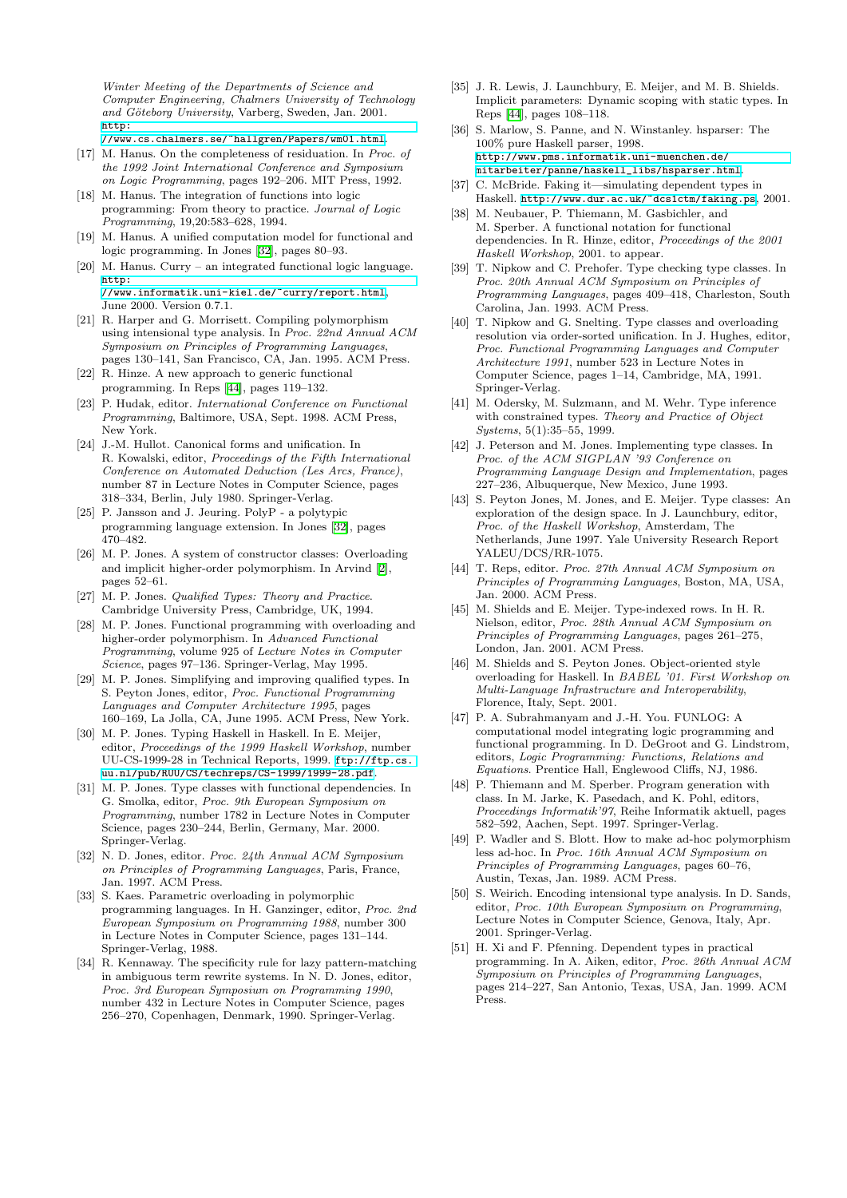*Winter Meeting of the Departments of Science and Computer Engineering, Chalmers University of Technology and Göteborg University*, Varberg, Sweden, Jan. 2001. http://www.cs.chalmers.se/~hallgren/Papers/wm01.html.

[17] M. Hanus. On the completeness of residuation. In *Proc. of the 1992 Joint International Conference and Symposium on Logic Programming*, pages 192–206. MIT Press, 1992.

[18] M. Hanus. The integration of functions into logic programming: From theory to practice. *Journal of Logic Programming*, 19,20:583–628, 1994.

[19] M. Hanus. A unified computation model for functional and logic programming. In Jones [32], pages 80–93.

[20] M. Hanus. Curry – an integrated functional logic language. http://www.informatik.uni-kiel.de/~curry/report.html, June 2000. Version 0.7.1.

[21] R. Harper and G. Morrisett. Compiling polymorphism using intensional type analysis. In *Proc. 22nd Annual ACM Symposium on Principles of Programming Languages*, pages 130–141, San Francisco, CA, Jan. 1995. ACM Press.

[22] R. Hinze. A new approach to generic functional programming. In Reps [44], pages 119–132.

[23] P. Hudak, editor. *International Conference on Functional Programming*, Baltimore, USA, Sept. 1998. ACM Press, New York.

[24] J.-M. Hullot. Canonical forms and unification. In R. Kowalski, editor, *Proceedings of the Fifth International Conference on Automated Deduction (Les Arcs, France)*, number 87 in Lecture Notes in Computer Science, pages 318–334, Berlin, July 1980. Springer-Verlag.

[25] P. Jansson and J. Jeuring. PolyP - a polytypic programming language extension. In Jones [32], pages 470–482.

[26] M. P. Jones. A system of constructor classes: Overloading and implicit higher-order polymorphism. In Arvind [2], pages 52–61.

[27] M. P. Jones. *Qualified Types: Theory and Practice*. Cambridge University Press, Cambridge, UK, 1994.

[28] M. P. Jones. Functional programming with overloading and higher-order polymorphism. In *Advanced Functional Programming*, volume 925 of *Lecture Notes in Computer Science*, pages 97–136. Springer-Verlag, May 1995.

[29] M. P. Jones. Simplifying and improving qualified types. In S. Peyton Jones, editor, *Proc. Functional Programming Languages and Computer Architecture 1995*, pages 160–169, La Jolla, CA, June 1995. ACM Press, New York.

[30] M. P. Jones. Typing Haskell in Haskell. In E. Meijer, editor, *Proceedings of the 1999 Haskell Workshop*, number UU-CS-1999-28 in Technical Reports, 1999. ftp://ftp.cs.uu.nl/pub/RUU/CS/techreps/CS-1999/1999-28.pdf.

[31] M. P. Jones. Type classes with functional dependencies. In G. Smolka, editor, *Proc. 9th European Symposium on Programming*, number 1782 in Lecture Notes in Computer Science, pages 230–244, Berlin, Germany, Mar. 2000. Springer-Verlag.

[32] N. D. Jones, editor. *Proc. 24th Annual ACM Symposium on Principles of Programming Languages*, Paris, France, Jan. 1997. ACM Press.

[33] S. Kaes. Parametric overloading in polymorphic programming languages. In H. Ganzinger, editor, *Proc. 2nd European Symposium on Programming 1988*, number 300 in Lecture Notes in Computer Science, pages 131–144. Springer-Verlag, 1988.

[34] R. Kennaway. The specificity rule for lazy pattern-matching in ambiguous term rewrite systems. In N. D. Jones, editor, *Proc. 3rd European Symposium on Programming 1990*, number 432 in Lecture Notes in Computer Science, pages 256–270, Copenhagen, Denmark, 1990. Springer-Verlag.

[35] J. R. Lewis, J. Launchbury, E. Meijer, and M. B. Shields. Implicit parameters: Dynamic scoping with static types. In Reps [44], pages 108–118.

[36] S. Marlow, S. Panne, and N. Winstanley. hsparser: The 100% pure Haskell parser, 1998. http://www.pms.informatik.uni-muenchen.de/mitarbeiter/panne/haskell_libs/hsparser.html.

[37] C. McBride. Faking it—simulating dependent types in Haskell. http://www.dur.ac.uk/~dcs1ctm/faking.ps, 2001.

[38] M. Neubauer, P. Thiemann, M. Gasbichler, and M. Sperber. A functional notation for functional dependencies. In R. Hinze, editor, *Proceedings of the 2001 Haskell Workshop*, 2001. to appear.

[39] T. Nipkow and C. Prehofer. Type checking type classes. In *Proc. 20th Annual ACM Symposium on Principles of Programming Languages*, pages 409–418, Charleston, South Carolina, Jan. 1993. ACM Press.

[40] T. Nipkow and G. Snelting. Type classes and overloading resolution via order-sorted unification. In J. Hughes, editor, *Proc. Functional Programming Languages and Computer Architecture 1991*, number 523 in Lecture Notes in Computer Science, pages 1–14, Cambridge, MA, 1991. Springer-Verlag.

[41] M. Odersky, M. Sulzmann, and M. Wehr. Type inference with constrained types. *Theory and Practice of Object Systems*, 5(1):35–55, 1999.

[42] J. Peterson and M. Jones. Implementing type classes. In *Proc. of the ACM SIGPLAN '93 Conference on Programming Language Design and Implementation*, pages 227–236, Albuquerque, New Mexico, June 1993.

[43] S. Peyton Jones, M. Jones, and E. Meijer. Type classes: An exploration of the design space. In J. Launchbury, editor, *Proc. of the Haskell Workshop*, Amsterdam, The Netherlands, June 1997. Yale University Research Report YALEU/DCS/RR-1075.

[44] T. Reps, editor. *Proc. 27th Annual ACM Symposium on Principles of Programming Languages*, Boston, MA, USA, Jan. 2000. ACM Press.

[45] M. Shields and E. Meijer. Type-indexed rows. In H. R. Nielson, editor, *Proc. 28th Annual ACM Symposium on Principles of Programming Languages*, pages 261–275, London, Jan. 2001. ACM Press.

[46] M. Shields and S. Peyton Jones. Object-oriented style overloading for Haskell. In *BABEL '01. First Workshop on Multi-Language Infrastructure and Interoperability*, Florence, Italy, Sept. 2001.

[47] P. A. Subrahmanyam and J.-H. You. FUNLOG: A computational model integrating logic programming and functional programming. In D. DeGroot and G. Lindstrom, editors, *Logic Programming: Functions, Relations and Equations*. Prentice Hall, Englewood Cliffs, NJ, 1986.

[48] P. Thiemann and M. Sperber. Program generation with class. In M. Jarke, K. Pasedach, and K. Pohl, editors, *Proceedings Informatik'97*, Reihe Informatik aktuell, pages 582–592, Aachen, Sept. 1997. Springer-Verlag.

[49] P. Wadler and S. Blott. How to make ad-hoc polymorphism less ad-hoc. In *Proc. 16th Annual ACM Symposium on Principles of Programming Languages*, pages 60–76, Austin, Texas, Jan. 1989. ACM Press.

[50] S. Weirich. Encoding intensional type analysis. In D. Sands, editor, *Proc. 10th European Symposium on Programming*, Lecture Notes in Computer Science, Genova, Italy, Apr. 2001. Springer-Verlag.

[51] H. Xi and F. Pfenning. Dependent types in practical programming. In A. Aiken, editor, *Proc. 26th Annual ACM Symposium on Principles of Programming Languages*, pages 214–227, San Antonio, Texas, USA, Jan. 1999. ACM Press.